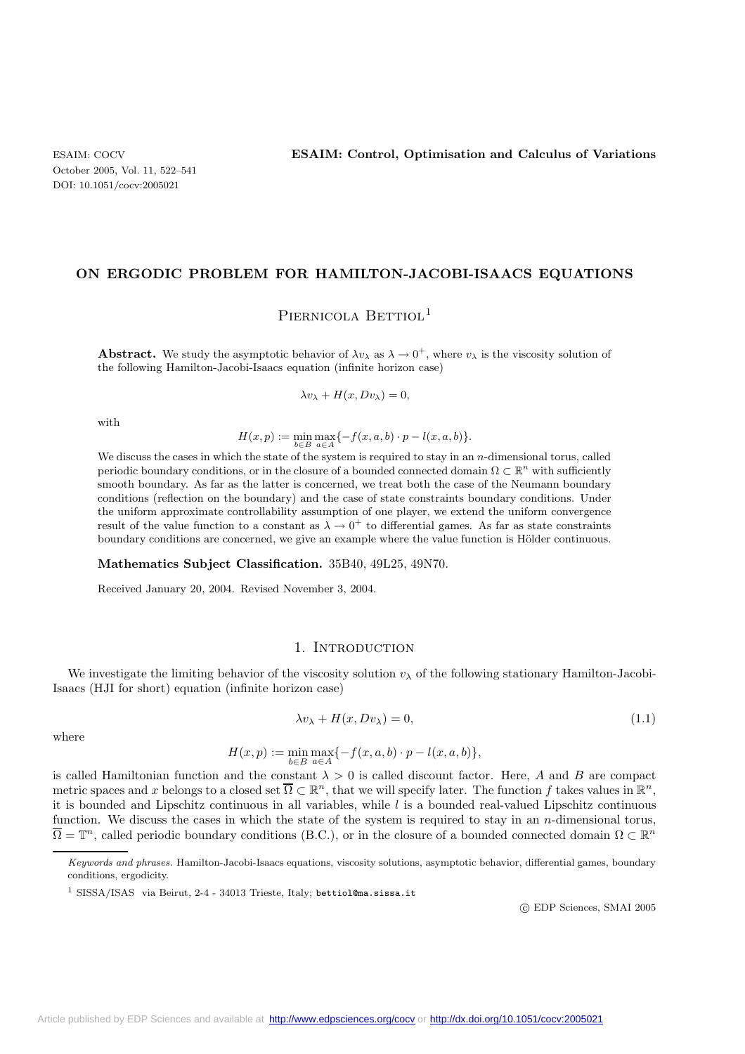# ON ERGODIC PROBLEM FOR HAMILTON-JACOBI-ISAACS EQUATIONS

Piernicola Bettiol[1]

**Abstract.** We study the asymptotic behavior of $\lambda v_\lambda$ as $\lambda \to 0^+$, where $v_\lambda$ is the viscosity solution of the following Hamilton-Jacobi-Isaacs equation (infinite horizon case)

$$\lambda v_\lambda + H(x, Dv_\lambda) = 0,$$

with

$$H(x,p) := \min_{b \in B} \max_{a \in A} \{-f(x,a,b) \cdot p - l(x,a,b)\}.$$

We discuss the cases in which the state of the system is required to stay in an $n$-dimensional torus, called periodic boundary conditions, or in the closure of a bounded connected domain $\Omega \subset \mathbb{R}^n$ with sufficiently smooth boundary. As far as the latter is concerned, we treat both the case of the Neumann boundary conditions (reflection on the boundary) and the case of state constraints boundary conditions. Under the uniform approximate controllability assumption of one player, we extend the uniform convergence result of the value function to a constant as $\lambda \to 0^+$ to differential games. As far as state constraints boundary conditions are concerned, we give an example where the value function is Hölder continuous.

**Mathematics Subject Classification.** 35B40, 49L25, 49N70.

Received January 20, 2004. Revised November 3, 2004.

## 1. Introduction

We investigate the limiting behavior of the viscosity solution $v_\lambda$ of the following stationary Hamilton-Jacobi-Isaacs (HJI for short) equation (infinite horizon case)

$$\lambda v_\lambda + H(x, Dv_\lambda) = 0, \tag{1.1}$$

where

$$H(x,p) := \min_{b \in B} \max_{a \in A} \{-f(x,a,b) \cdot p - l(x,a,b)\},$$

is called Hamiltonian function and the constant $\lambda > 0$ is called discount factor. Here, $A$ and $B$ are compact metric spaces and $x$ belongs to a closed set $\overline{\Omega} \subset \mathbb{R}^n$, that we will specify later. The function $f$ takes values in $\mathbb{R}^n$, it is bounded and Lipschitz continuous in all variables, while $l$ is a bounded real-valued Lipschitz continuous function. We discuss the cases in which the state of the system is required to stay in an $n$-dimensional torus, $\overline{\Omega} = \mathbb{T}^n$, called periodic boundary conditions (B.C.), or in the closure of a bounded connected domain $\Omega \subset \mathbb{R}^n$

---

*Keywords and phrases.* Hamilton-Jacobi-Isaacs equations, viscosity solutions, asymptotic behavior, differential games, boundary conditions, ergodicity.

[1] SISSA/ISAS via Beirut, 2-4 - 34013 Trieste, Italy; bettiol@ma.sissa.it

© EDP Sciences, SMAI 2005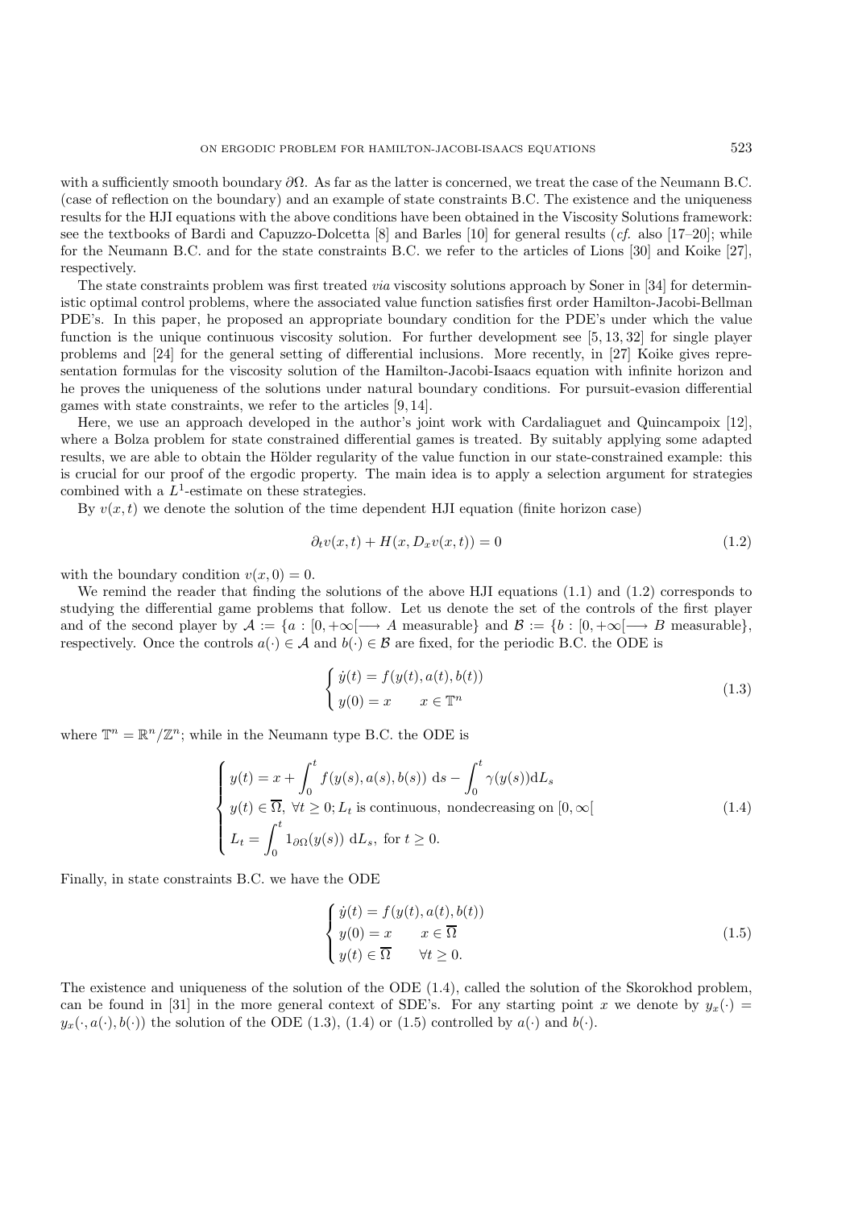with a sufficiently smooth boundary $\partial\Omega$. As far as the latter is concerned, we treat the case of the Neumann B.C. (case of reflection on the boundary) and an example of state constraints B.C. The existence and the uniqueness results for the HJI equations with the above conditions have been obtained in the Viscosity Solutions framework: see the textbooks of Bardi and Capuzzo-Dolcetta [8] and Barles [10] for general results (*cf.* also [17–20]; while for the Neumann B.C. and for the state constraints B.C. we refer to the articles of Lions [30] and Koike [27], respectively.

The state constraints problem was first treated *via* viscosity solutions approach by Soner in [34] for deterministic optimal control problems, where the associated value function satisfies first order Hamilton-Jacobi-Bellman PDE's. In this paper, he proposed an appropriate boundary condition for the PDE's under which the value function is the unique continuous viscosity solution. For further development see [5, 13, 32] for single player problems and [24] for the general setting of differential inclusions. More recently, in [27] Koike gives representation formulas for the viscosity solution of the Hamilton-Jacobi-Isaacs equation with infinite horizon and he proves the uniqueness of the solutions under natural boundary conditions. For pursuit-evasion differential games with state constraints, we refer to the articles [9, 14].

Here, we use an approach developed in the author's joint work with Cardaliaguet and Quincampoix [12], where a Bolza problem for state constrained differential games is treated. By suitably applying some adapted results, we are able to obtain the Hölder regularity of the value function in our state-constrained example: this is crucial for our proof of the ergodic property. The main idea is to apply a selection argument for strategies combined with a $L^1$-estimate on these strategies.

By $v(x,t)$ we denote the solution of the time dependent HJI equation (finite horizon case)

$$\partial_t v(x,t) + H(x, D_x v(x,t)) = 0 \tag{1.2}$$

with the boundary condition $v(x,0) = 0$.

We remind the reader that finding the solutions of the above HJI equations (1.1) and (1.2) corresponds to studying the differential game problems that follow. Let us denote the set of the controls of the first player and of the second player by $\mathcal{A} := \{a : [0,+\infty[ \longrightarrow A \text{ measurable}\}$ and $\mathcal{B} := \{b : [0,+\infty[ \longrightarrow B \text{ measurable}\}$, respectively. Once the controls $a(\cdot) \in \mathcal{A}$ and $b(\cdot) \in \mathcal{B}$ are fixed, for the periodic B.C. the ODE is

$$\begin{cases} \dot{y}(t) = f(y(t), a(t), b(t)) \\ y(0) = x \qquad x \in \mathbb{T}^n \end{cases} \tag{1.3}$$

where $\mathbb{T}^n = \mathbb{R}^n/\mathbb{Z}^n$; while in the Neumann type B.C. the ODE is

$$\begin{cases} y(t) = x + \displaystyle\int_0^t f(y(s), a(s), b(s)) \ \mathrm{d}s - \int_0^t \gamma(y(s)) \mathrm{d}L_s \\ y(t) \in \overline{\Omega}, \ \forall t \geq 0; L_t \text{ is continuous, nondecreasing on } [0, \infty[ \\ L_t = \displaystyle\int_0^t 1_{\partial\Omega}(y(s)) \ \mathrm{d}L_s, \text{ for } t \geq 0. \end{cases} \tag{1.4}$$

Finally, in state constraints B.C. we have the ODE

$$\begin{cases} \dot{y}(t) = f(y(t), a(t), b(t)) \\ y(0) = x \qquad x \in \overline{\Omega} \\ y(t) \in \overline{\Omega} \qquad \forall t \geq 0. \end{cases} \tag{1.5}$$

The existence and uniqueness of the solution of the ODE (1.4), called the solution of the Skorokhod problem, can be found in [31] in the more general context of SDE's. For any starting point $x$ we denote by $y_x(\cdot) = y_x(\cdot, a(\cdot), b(\cdot))$ the solution of the ODE (1.3), (1.4) or (1.5) controlled by $a(\cdot)$ and $b(\cdot)$.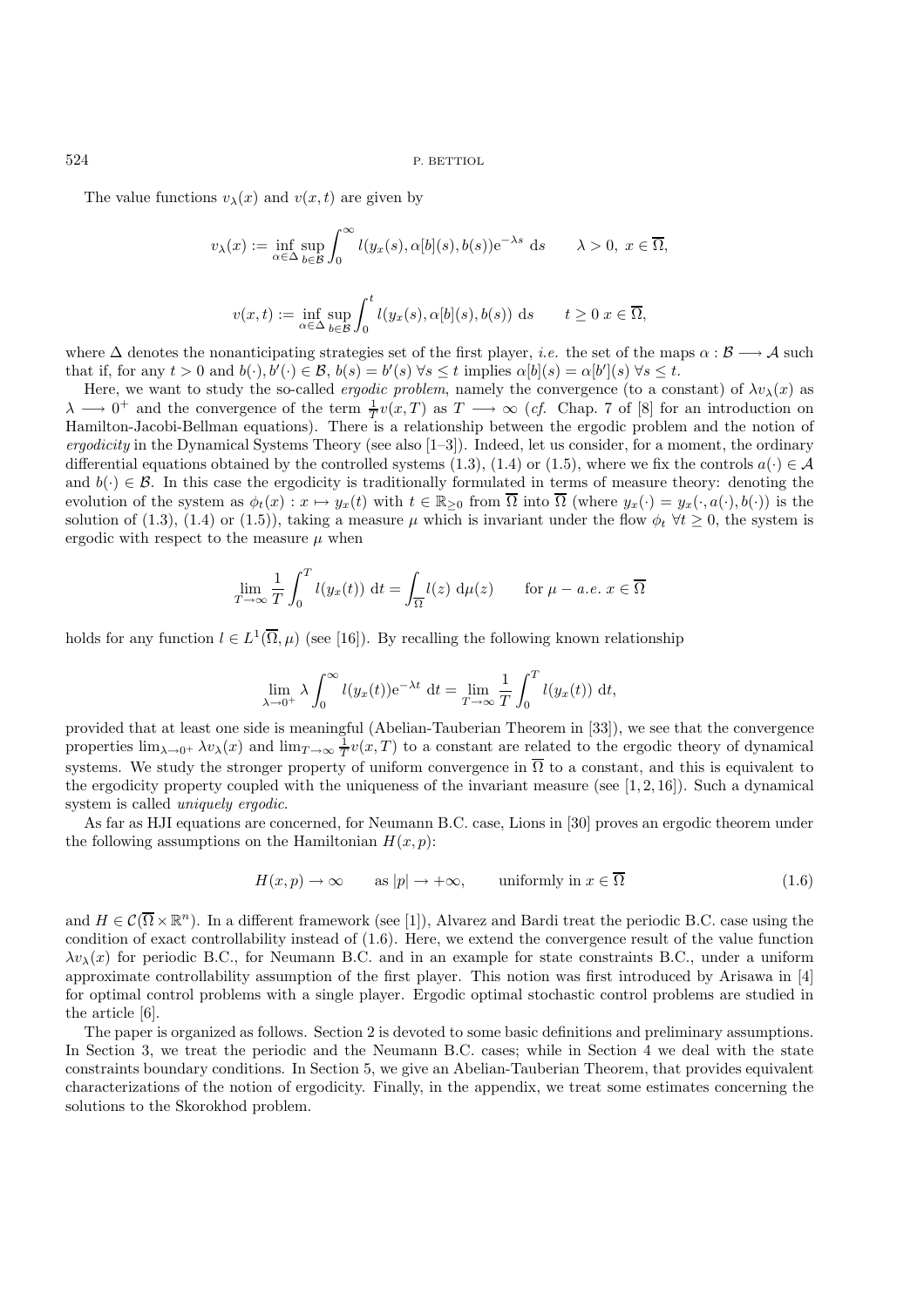The value functions $v_\lambda(x)$ and $v(x,t)$ are given by

$$v_\lambda(x) := \inf_{\alpha\in\Delta}\sup_{b\in\mathcal{B}} \int_0^\infty l(y_x(s),\alpha[b](s),b(s))\mathrm{e}^{-\lambda s}\ \mathrm{d}s \qquad \lambda>0,\ x\in\overline{\Omega},$$

$$v(x,t) := \inf_{\alpha\in\Delta}\sup_{b\in\mathcal{B}} \int_0^t l(y_x(s),\alpha[b](s),b(s))\ \mathrm{d}s \qquad t\geq 0\ x\in\overline{\Omega},$$

where $\Delta$ denotes the nonanticipating strategies set of the first player, *i.e.* the set of the maps $\alpha:\mathcal{B}\longrightarrow\mathcal{A}$ such that if, for any $t>0$ and $b(\cdot),b'(\cdot)\in\mathcal{B}$, $b(s)=b'(s)\ \forall s\leq t$ implies $\alpha[b](s)=\alpha[b'](s)\ \forall s\leq t$.

Here, we want to study the so-called *ergodic problem*, namely the convergence (to a constant) of $\lambda v_\lambda(x)$ as $\lambda\longrightarrow 0^+$ and the convergence of the term $\frac{1}{T}v(x,T)$ as $T\longrightarrow\infty$ (*cf.* Chap. 7 of [8] for an introduction on Hamilton-Jacobi-Bellman equations). There is a relationship between the ergodic problem and the notion of *ergodicity* in the Dynamical Systems Theory (see also [1–3]). Indeed, let us consider, for a moment, the ordinary differential equations obtained by the controlled systems (1.3), (1.4) or (1.5), where we fix the controls $a(\cdot)\in\mathcal{A}$ and $b(\cdot)\in\mathcal{B}$. In this case the ergodicity is traditionally formulated in terms of measure theory: denoting the evolution of the system as $\phi_t(x): x\mapsto y_x(t)$ with $t\in\mathbb{R}_{\geq 0}$ from $\overline{\Omega}$ into $\overline{\Omega}$ (where $y_x(\cdot)=y_x(\cdot,a(\cdot),b(\cdot))$ is the solution of (1.3), (1.4) or (1.5)), taking a measure $\mu$ which is invariant under the flow $\phi_t\ \forall t\geq 0$, the system is ergodic with respect to the measure $\mu$ when

$$\lim_{T\to\infty}\frac{1}{T}\int_0^T l(y_x(t))\ \mathrm{d}t = \int_{\overline{\Omega}} l(z)\ \mathrm{d}\mu(z) \qquad \text{for } \mu-a.e.\ x\in\overline{\Omega}$$

holds for any function $l\in L^1(\overline{\Omega},\mu)$ (see [16]). By recalling the following known relationship

$$\lim_{\lambda\to 0^+}\lambda\int_0^\infty l(y_x(t))\mathrm{e}^{-\lambda t}\ \mathrm{d}t = \lim_{T\to\infty}\frac{1}{T}\int_0^T l(y_x(t))\ \mathrm{d}t,$$

provided that at least one side is meaningful (Abelian-Tauberian Theorem in [33]), we see that the convergence properties $\lim_{\lambda\to 0^+}\lambda v_\lambda(x)$ and $\lim_{T\to\infty}\frac{1}{T}v(x,T)$ to a constant are related to the ergodic theory of dynamical systems. We study the stronger property of uniform convergence in $\overline{\Omega}$ to a constant, and this is equivalent to the ergodicity property coupled with the uniqueness of the invariant measure (see [1,2,16]). Such a dynamical system is called *uniquely ergodic*.

As far as HJI equations are concerned, for Neumann B.C. case, Lions in [30] proves an ergodic theorem under the following assumptions on the Hamiltonian $H(x,p)$:

$$H(x,p)\to\infty \qquad \text{as } |p|\to+\infty, \qquad \text{uniformly in } x\in\overline{\Omega} \tag{1.6}$$

and $H\in\mathcal{C}(\overline{\Omega}\times\mathbb{R}^n)$. In a different framework (see [1]), Alvarez and Bardi treat the periodic B.C. case using the condition of exact controllability instead of (1.6). Here, we extend the convergence result of the value function $\lambda v_\lambda(x)$ for periodic B.C., for Neumann B.C. and in an example for state constraints B.C., under a uniform approximate controllability assumption of the first player. This notion was first introduced by Arisawa in [4] for optimal control problems with a single player. Ergodic optimal stochastic control problems are studied in the article [6].

The paper is organized as follows. Section 2 is devoted to some basic definitions and preliminary assumptions. In Section 3, we treat the periodic and the Neumann B.C. cases; while in Section 4 we deal with the state constraints boundary conditions. In Section 5, we give an Abelian-Tauberian Theorem, that provides equivalent characterizations of the notion of ergodicity. Finally, in the appendix, we treat some estimates concerning the solutions to the Skorokhod problem.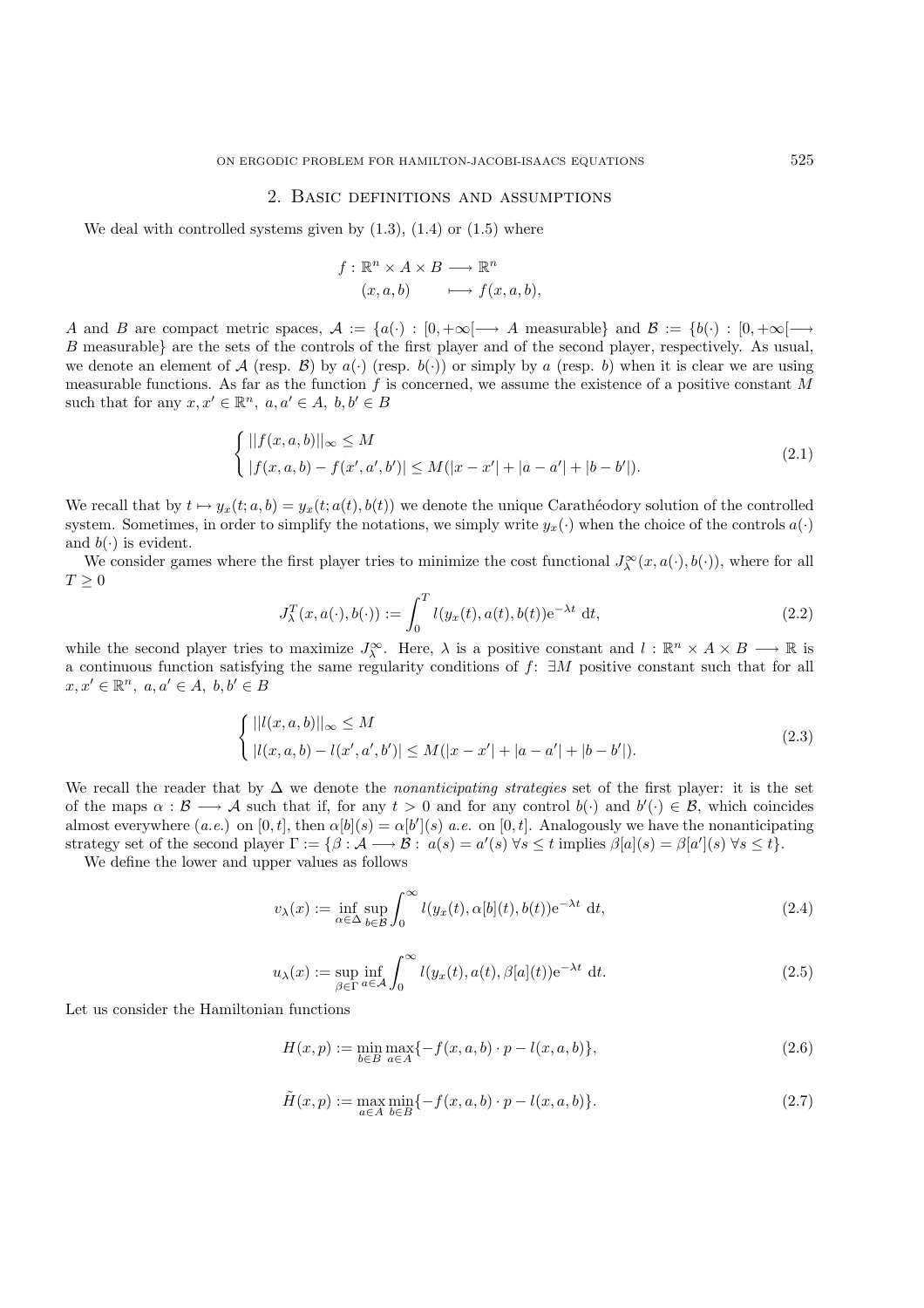## 2. Basic definitions and assumptions

We deal with controlled systems given by (1.3), (1.4) or (1.5) where

$$
\begin{aligned}
f : \mathbb{R}^n \times A \times B &\longrightarrow \mathbb{R}^n \\
(x, a, b) &\longmapsto f(x, a, b),
\end{aligned}
$$

$A$ and $B$ are compact metric spaces, $\mathcal{A} := \{a(\cdot) : [0, +\infty[ \longrightarrow A \text{ measurable}\}$ and $\mathcal{B} := \{b(\cdot) : [0, +\infty[ \longrightarrow B \text{ measurable}\}$ are the sets of the controls of the first player and of the second player, respectively. As usual, we denote an element of $\mathcal{A}$ (resp. $\mathcal{B}$) by $a(\cdot)$ (resp. $b(\cdot)$) or simply by $a$ (resp. $b$) when it is clear we are using measurable functions. As far as the function $f$ is concerned, we assume the existence of a positive constant $M$ such that for any $x, x' \in \mathbb{R}^n$, $a, a' \in A$, $b, b' \in B$

$$
\begin{cases}
||f(x, a, b)||_\infty \leq M \\
|f(x, a, b) - f(x', a', b')| \leq M(|x - x'| + |a - a'| + |b - b'|).
\end{cases}
\tag{2.1}
$$

We recall that by $t \mapsto y_x(t; a, b) = y_x(t; a(t), b(t))$ we denote the unique Carathéodory solution of the controlled system. Sometimes, in order to simplify the notations, we simply write $y_x(\cdot)$ when the choice of the controls $a(\cdot)$ and $b(\cdot)$ is evident.

We consider games where the first player tries to minimize the cost functional $J_\lambda^\infty(x, a(\cdot), b(\cdot))$, where for all $T \geq 0$

$$
J_\lambda^T(x, a(\cdot), b(\cdot)) := \int_0^T l(y_x(t), a(t), b(t)) \mathrm{e}^{-\lambda t} \, \mathrm{d}t,
\tag{2.2}
$$

while the second player tries to maximize $J_\lambda^\infty$. Here, $\lambda$ is a positive constant and $l : \mathbb{R}^n \times A \times B \longrightarrow \mathbb{R}$ is a continuous function satisfying the same regularity conditions of $f$: $\exists M$ positive constant such that for all $x, x' \in \mathbb{R}^n$, $a, a' \in A$, $b, b' \in B$

$$
\begin{cases}
||l(x, a, b)||_\infty \leq M \\
|l(x, a, b) - l(x', a', b')| \leq M(|x - x'| + |a - a'| + |b - b'|).
\end{cases}
\tag{2.3}
$$

We recall the reader that by $\Delta$ we denote the *nonanticipating strategies* set of the first player: it is the set of the maps $\alpha : \mathcal{B} \longrightarrow \mathcal{A}$ such that if, for any $t > 0$ and for any control $b(\cdot)$ and $b'(\cdot) \in \mathcal{B}$, which coincides almost everywhere (*a.e.*) on $[0, t]$, then $\alpha[b](s) = \alpha[b'](s)$ *a.e.* on $[0, t]$. Analogously we have the nonanticipating strategy set of the second player $\Gamma := \{\beta : \mathcal{A} \longrightarrow \mathcal{B} : \ a(s) = a'(s) \ \forall s \leq t \text{ implies } \beta[a](s) = \beta[a'](s) \ \forall s \leq t\}$.

We define the lower and upper values as follows

$$
v_\lambda(x) := \inf_{\alpha \in \Delta} \sup_{b \in \mathcal{B}} \int_0^\infty l(y_x(t), \alpha[b](t), b(t)) \mathrm{e}^{-\lambda t} \, \mathrm{d}t,
\tag{2.4}
$$

$$
u_\lambda(x) := \sup_{\beta \in \Gamma} \inf_{a \in \mathcal{A}} \int_0^\infty l(y_x(t), a(t), \beta[a](t)) \mathrm{e}^{-\lambda t} \, \mathrm{d}t.
\tag{2.5}
$$

Let us consider the Hamiltonian functions

$$
H(x, p) := \min_{b \in B} \max_{a \in A} \{-f(x, a, b) \cdot p - l(x, a, b)\},
\tag{2.6}
$$

$$
\tilde{H}(x, p) := \max_{a \in A} \min_{b \in B} \{-f(x, a, b) \cdot p - l(x, a, b)\}.
\tag{2.7}
$$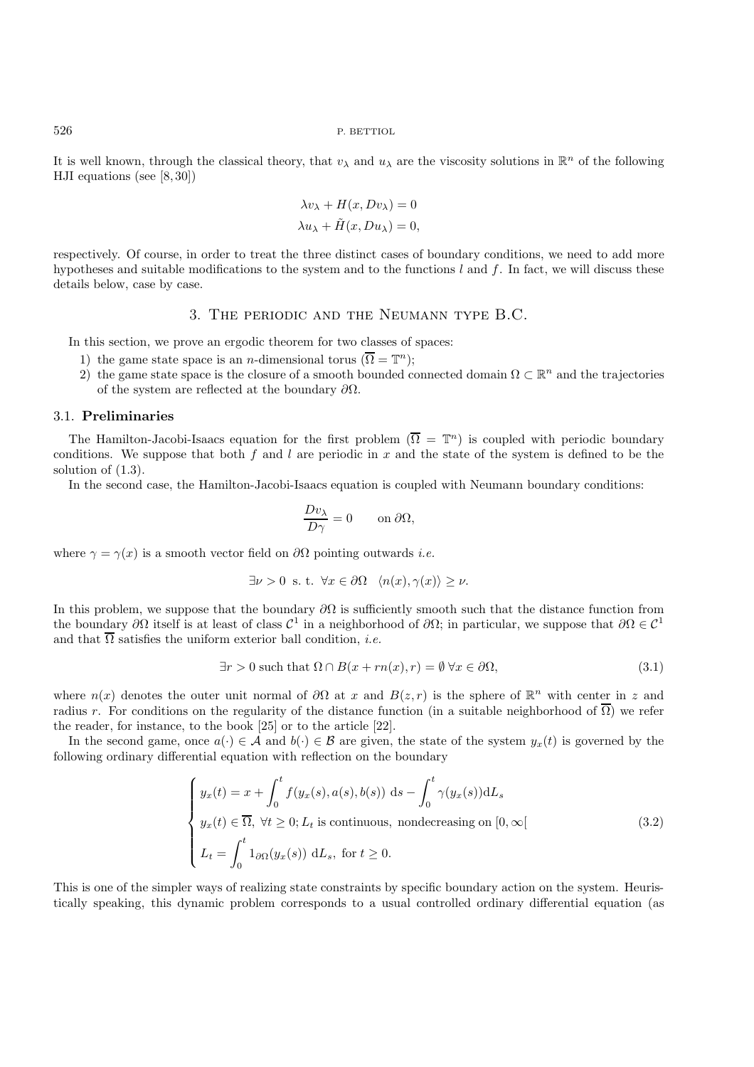It is well known, through the classical theory, that $v_\lambda$ and $u_\lambda$ are the viscosity solutions in $\mathbb{R}^n$ of the following HJI equations (see [8, 30])

$$\lambda v_\lambda + H(x, Dv_\lambda) = 0$$
$$\lambda u_\lambda + \tilde{H}(x, Du_\lambda) = 0,$$

respectively. Of course, in order to treat the three distinct cases of boundary conditions, we need to add more hypotheses and suitable modifications to the system and to the functions $l$ and $f$. In fact, we will discuss these details below, case by case.

## 3. The periodic and the Neumann type B.C.

In this section, we prove an ergodic theorem for two classes of spaces:

1) the game state space is an $n$-dimensional torus ($\overline{\Omega} = \mathbb{T}^n$);
2) the game state space is the closure of a smooth bounded connected domain $\Omega \subset \mathbb{R}^n$ and the trajectories of the system are reflected at the boundary $\partial\Omega$.

### 3.1. Preliminaries

The Hamilton-Jacobi-Isaacs equation for the first problem ($\overline{\Omega} = \mathbb{T}^n$) is coupled with periodic boundary conditions. We suppose that both $f$ and $l$ are periodic in $x$ and the state of the system is defined to be the solution of (1.3).

In the second case, the Hamilton-Jacobi-Isaacs equation is coupled with Neumann boundary conditions:

$$\frac{Dv_\lambda}{D\gamma} = 0 \qquad \text{on } \partial\Omega,$$

where $\gamma = \gamma(x)$ is a smooth vector field on $\partial\Omega$ pointing outwards *i.e.*

$$\exists \nu > 0 \text{ s. t. } \forall x \in \partial\Omega \quad \langle n(x), \gamma(x) \rangle \geq \nu.$$

In this problem, we suppose that the boundary $\partial\Omega$ is sufficiently smooth such that the distance function from the boundary $\partial\Omega$ itself is at least of class $\mathcal{C}^1$ in a neighborhood of $\partial\Omega$; in particular, we suppose that $\partial\Omega \in \mathcal{C}^1$ and that $\overline{\Omega}$ satisfies the uniform exterior ball condition, *i.e.*

$$\exists r > 0 \text{ such that } \Omega \cap B(x + rn(x), r) = \emptyset \; \forall x \in \partial\Omega, \tag{3.1}$$

where $n(x)$ denotes the outer unit normal of $\partial\Omega$ at $x$ and $B(z, r)$ is the sphere of $\mathbb{R}^n$ with center in $z$ and radius $r$. For conditions on the regularity of the distance function (in a suitable neighborhood of $\overline{\Omega}$) we refer the reader, for instance, to the book [25] or to the article [22].

In the second game, once $a(\cdot) \in \mathcal{A}$ and $b(\cdot) \in \mathcal{B}$ are given, the state of the system $y_x(t)$ is governed by the following ordinary differential equation with reflection on the boundary

$$\begin{cases} y_x(t) = x + \displaystyle\int_0^t f(y_x(s), a(s), b(s)) \; \mathrm{d}s - \int_0^t \gamma(y_x(s)) \mathrm{d}L_s \\ y_x(t) \in \overline{\Omega}, \; \forall t \geq 0; L_t \text{ is continuous, nondecreasing on } [0, \infty[ \\ L_t = \displaystyle\int_0^t 1_{\partial\Omega}(y_x(s)) \; \mathrm{d}L_s, \text{ for } t \geq 0. \end{cases} \tag{3.2}$$

This is one of the simpler ways of realizing state constraints by specific boundary action on the system. Heuristically speaking, this dynamic problem corresponds to a usual controlled ordinary differential equation (as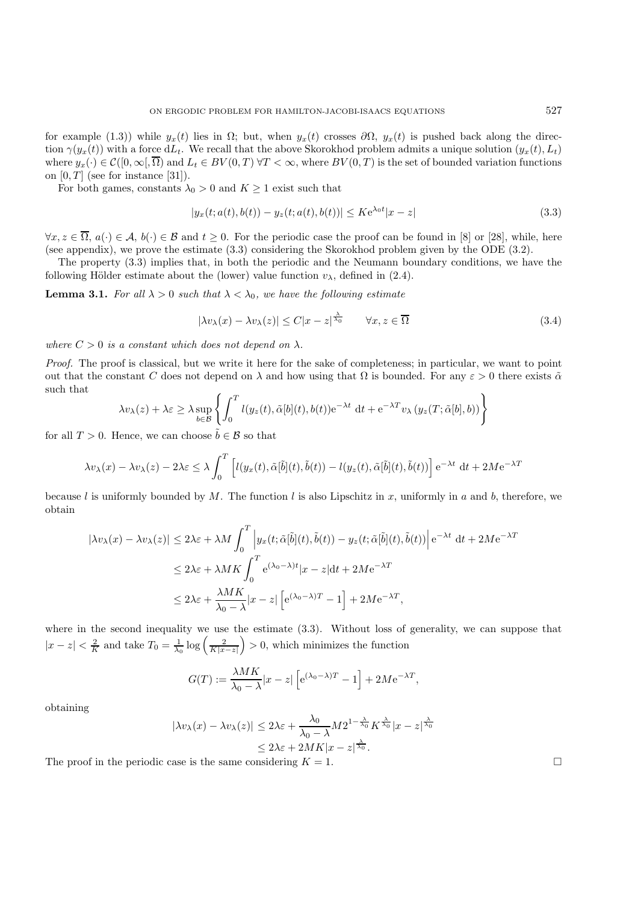for example (1.3)) while $y_x(t)$ lies in $\Omega$; but, when $y_x(t)$ crosses $\partial\Omega$, $y_x(t)$ is pushed back along the direction $\gamma(y_x(t))$ with a force $\mathrm{d}L_t$. We recall that the above Skorokhod problem admits a unique solution $(y_x(t), L_t)$ where $y_x(\cdot) \in \mathcal{C}([0,\infty[, \overline{\Omega})$ and $L_t \in BV(0,T)$ $\forall T < \infty$, where $BV(0,T)$ is the set of bounded variation functions on $[0,T]$ (see for instance [31]).

For both games, constants $\lambda_0 > 0$ and $K \geq 1$ exist such that

$$|y_x(t; a(t), b(t)) - y_z(t; a(t), b(t))| \leq K\mathrm{e}^{\lambda_0 t}|x - z| \tag{3.3}$$

$\forall x, z \in \overline{\Omega}$, $a(\cdot) \in \mathcal{A}$, $b(\cdot) \in \mathcal{B}$ and $t \geq 0$. For the periodic case the proof can be found in [8] or [28], while, here (see appendix), we prove the estimate (3.3) considering the Skorokhod problem given by the ODE (3.2).

The property (3.3) implies that, in both the periodic and the Neumann boundary conditions, we have the following Hölder estimate about the (lower) value function $v_\lambda$, defined in (2.4).

**Lemma 3.1.** *For all $\lambda > 0$ such that $\lambda < \lambda_0$, we have the following estimate*

$$|\lambda v_\lambda(x) - \lambda v_\lambda(z)| \leq C|x - z|^{\frac{\lambda}{\lambda_0}} \qquad \forall x, z \in \overline{\Omega} \tag{3.4}$$

*where $C > 0$ is a constant which does not depend on $\lambda$.*

*Proof.* The proof is classical, but we write it here for the sake of completeness; in particular, we want to point out that the constant $C$ does not depend on $\lambda$ and how using that $\Omega$ is bounded. For any $\varepsilon > 0$ there exists $\tilde{\alpha}$ such that

$$\lambda v_\lambda(z) + \lambda\varepsilon \geq \lambda \sup_{b \in \mathcal{B}} \left\{ \int_0^T l(y_z(t), \tilde{\alpha}[b](t), b(t))\mathrm{e}^{-\lambda t}\ \mathrm{d}t + \mathrm{e}^{-\lambda T} v_\lambda\left(y_z(T; \tilde{\alpha}[b], b)\right) \right\}$$

for all $T > 0$. Hence, we can choose $\tilde{b} \in \mathcal{B}$ so that

$$\lambda v_\lambda(x) - \lambda v_\lambda(z) - 2\lambda\varepsilon \leq \lambda \int_0^T \left[ l(y_x(t), \tilde{\alpha}[\tilde{b}](t), \tilde{b}(t)) - l(y_z(t), \tilde{\alpha}[\tilde{b}](t), \tilde{b}(t)) \right] \mathrm{e}^{-\lambda t}\ \mathrm{d}t + 2M\mathrm{e}^{-\lambda T}$$

because $l$ is uniformly bounded by $M$. The function $l$ is also Lipschitz in $x$, uniformly in $a$ and $b$, therefore, we obtain

$$\begin{aligned}
|\lambda v_\lambda(x) - \lambda v_\lambda(z)| &\leq 2\lambda\varepsilon + \lambda M \int_0^T \left| y_x(t; \tilde{\alpha}[\tilde{b}](t), \tilde{b}(t)) - y_z(t; \tilde{\alpha}[\tilde{b}](t), \tilde{b}(t)) \right| \mathrm{e}^{-\lambda t}\ \mathrm{d}t + 2M\mathrm{e}^{-\lambda T} \\
&\leq 2\lambda\varepsilon + \lambda MK \int_0^T \mathrm{e}^{(\lambda_0 - \lambda)t}|x - z|\mathrm{d}t + 2M\mathrm{e}^{-\lambda T} \\
&\leq 2\lambda\varepsilon + \frac{\lambda MK}{\lambda_0 - \lambda}|x - z| \left[ \mathrm{e}^{(\lambda_0 - \lambda)T} - 1 \right] + 2M\mathrm{e}^{-\lambda T},
\end{aligned}$$

where in the second inequality we use the estimate (3.3). Without loss of generality, we can suppose that $|x - z| < \frac{2}{K}$ and take $T_0 = \frac{1}{\lambda_0} \log\left(\frac{2}{K|x-z|}\right) > 0$, which minimizes the function

$$G(T) := \frac{\lambda MK}{\lambda_0 - \lambda}|x - z| \left[ \mathrm{e}^{(\lambda_0 - \lambda)T} - 1 \right] + 2M\mathrm{e}^{-\lambda T},$$

obtaining

$$\begin{aligned}
|\lambda v_\lambda(x) - \lambda v_\lambda(z)| &\leq 2\lambda\varepsilon + \frac{\lambda_0}{\lambda_0 - \lambda} M 2^{1 - \frac{\lambda}{\lambda_0}} K^{\frac{\lambda}{\lambda_0}} |x - z|^{\frac{\lambda}{\lambda_0}} \\
&\leq 2\lambda\varepsilon + 2MK|x - z|^{\frac{\lambda}{\lambda_0}}.
\end{aligned}$$

The proof in the periodic case is the same considering $K = 1$. $\square$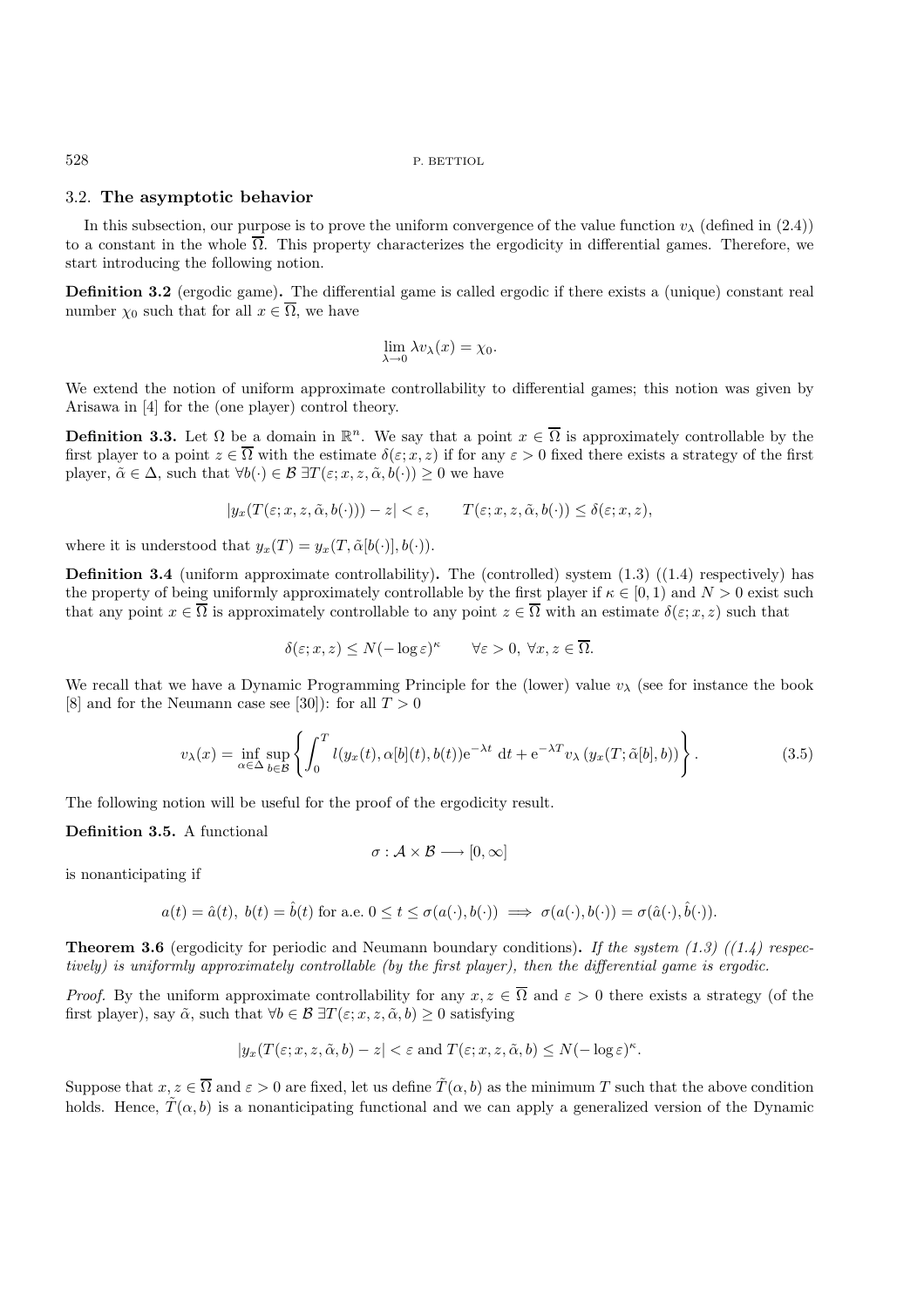### 3.2. **The asymptotic behavior**

In this subsection, our purpose is to prove the uniform convergence of the value function $v_\lambda$ (defined in (2.4)) to a constant in the whole $\overline{\Omega}$. This property characterizes the ergodicity in differential games. Therefore, we start introducing the following notion.

**Definition 3.2** (ergodic game)**.** The differential game is called ergodic if there exists a (unique) constant real number $\chi_0$ such that for all $x \in \overline{\Omega}$, we have

$$\lim_{\lambda \to 0} \lambda v_\lambda(x) = \chi_0.$$

We extend the notion of uniform approximate controllability to differential games; this notion was given by Arisawa in [4] for the (one player) control theory.

**Definition 3.3.** Let $\Omega$ be a domain in $\mathbb{R}^n$. We say that a point $x \in \overline{\Omega}$ is approximately controllable by the first player to a point $z \in \overline{\Omega}$ with the estimate $\delta(\varepsilon; x, z)$ if for any $\varepsilon > 0$ fixed there exists a strategy of the first player, $\tilde{\alpha} \in \Delta$, such that $\forall b(\cdot) \in \mathcal{B}\ \exists T(\varepsilon; x, z, \tilde{\alpha}, b(\cdot)) \geq 0$ we have

$$|y_x(T(\varepsilon; x, z, \tilde{\alpha}, b(\cdot))) - z| < \varepsilon, \qquad T(\varepsilon; x, z, \tilde{\alpha}, b(\cdot)) \leq \delta(\varepsilon; x, z),$$

where it is understood that $y_x(T) = y_x(T, \tilde{\alpha}[b(\cdot)], b(\cdot))$.

**Definition 3.4** (uniform approximate controllability)**.** The (controlled) system (1.3) ((1.4) respectively) has the property of being uniformly approximately controllable by the first player if $\kappa \in [0, 1)$ and $N > 0$ exist such that any point $x \in \overline{\Omega}$ is approximately controllable to any point $z \in \overline{\Omega}$ with an estimate $\delta(\varepsilon; x, z)$ such that

$$\delta(\varepsilon; x, z) \leq N(-\log \varepsilon)^\kappa \qquad \forall \varepsilon > 0,\ \forall x, z \in \overline{\Omega}.$$

We recall that we have a Dynamic Programming Principle for the (lower) value $v_\lambda$ (see for instance the book [8] and for the Neumann case see [30]): for all $T > 0$

$$v_\lambda(x) = \inf_{\alpha \in \Delta} \sup_{b \in \mathcal{B}} \left\{ \int_0^T l(y_x(t), \alpha[b](t), b(t)) \mathrm{e}^{-\lambda t}\ \mathrm{d}t + \mathrm{e}^{-\lambda T} v_\lambda\left(y_x(T; \tilde{\alpha}[b], b)\right) \right\}. \tag{3.5}$$

The following notion will be useful for the proof of the ergodicity result.

**Definition 3.5.** A functional

$$\sigma : \mathcal{A} \times \mathcal{B} \longrightarrow [0, \infty]$$

is nonanticipating if

$$a(t) = \hat{a}(t),\ b(t) = \hat{b}(t) \text{ for a.e. } 0 \leq t \leq \sigma(a(\cdot), b(\cdot)) \implies \sigma(a(\cdot), b(\cdot)) = \sigma(\hat{a}(\cdot), \hat{b}(\cdot)).$$

**Theorem 3.6** (ergodicity for periodic and Neumann boundary conditions)**.** *If the system (1.3) ((1.4) respectively) is uniformly approximately controllable (by the first player), then the differential game is ergodic.*

*Proof.* By the uniform approximate controllability for any $x, z \in \overline{\Omega}$ and $\varepsilon > 0$ there exists a strategy (of the first player), say $\tilde{\alpha}$, such that $\forall b \in \mathcal{B}\ \exists T(\varepsilon; x, z, \tilde{\alpha}, b) \geq 0$ satisfying

$$|y_x(T(\varepsilon; x, z, \tilde{\alpha}, b) - z| < \varepsilon \text{ and } T(\varepsilon; x, z, \tilde{\alpha}, b) \leq N(-\log \varepsilon)^\kappa.$$

Suppose that $x, z \in \overline{\Omega}$ and $\varepsilon > 0$ are fixed, let us define $\tilde{T}(\alpha, b)$ as the minimum $T$ such that the above condition holds. Hence, $\tilde{T}(\alpha, b)$ is a nonanticipating functional and we can apply a generalized version of the Dynamic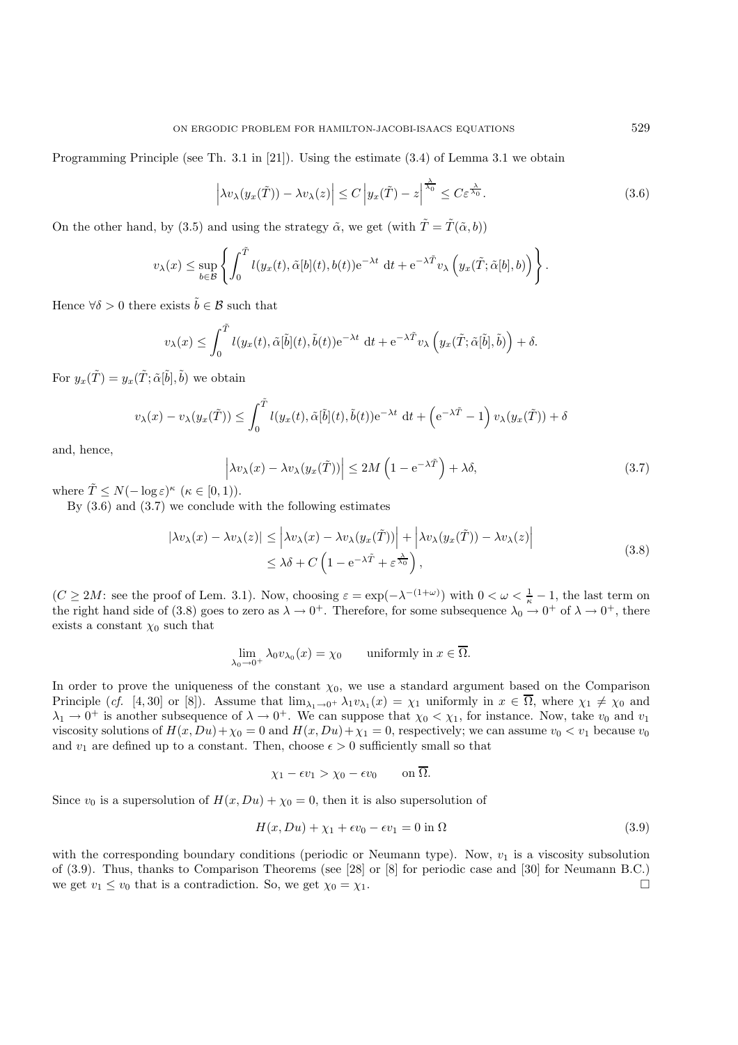Programming Principle (see Th. 3.1 in [21]). Using the estimate (3.4) of Lemma 3.1 we obtain

$$\left|\lambda v_\lambda(y_x(\tilde{T})) - \lambda v_\lambda(z)\right| \leq C\left|y_x(\tilde{T}) - z\right|^{\frac{\lambda}{\lambda_0}} \leq C\varepsilon^{\frac{\lambda}{\lambda_0}}. \tag{3.6}$$

On the other hand, by (3.5) and using the strategy $\tilde{\alpha}$, we get (with $\tilde{T} = \tilde{T}(\tilde{\alpha}, b)$)

$$v_\lambda(x) \leq \sup_{b\in\mathcal{B}}\left\{\int_0^{\tilde{T}} l(y_x(t), \tilde{\alpha}[b](t), b(t))\mathrm{e}^{-\lambda t}\ \mathrm{d}t + \mathrm{e}^{-\lambda\tilde{T}} v_\lambda\left(y_x(\tilde{T}; \tilde{\alpha}[b], b)\right)\right\}.$$

Hence $\forall\delta > 0$ there exists $\tilde{b} \in \mathcal{B}$ such that

$$v_\lambda(x) \leq \int_0^{\tilde{T}} l(y_x(t), \tilde{\alpha}[\tilde{b}](t), \tilde{b}(t))\mathrm{e}^{-\lambda t}\ \mathrm{d}t + \mathrm{e}^{-\lambda\tilde{T}} v_\lambda\left(y_x(\tilde{T}; \tilde{\alpha}[\tilde{b}], \tilde{b})\right) + \delta.$$

For $y_x(\tilde{T}) = y_x(\tilde{T}; \tilde{\alpha}[\tilde{b}], \tilde{b})$ we obtain

$$v_\lambda(x) - v_\lambda(y_x(\tilde{T})) \leq \int_0^{\tilde{T}} l(y_x(t), \tilde{\alpha}[\tilde{b}](t), \tilde{b}(t))\mathrm{e}^{-\lambda t}\ \mathrm{d}t + \left(\mathrm{e}^{-\lambda\tilde{T}} - 1\right) v_\lambda(y_x(\tilde{T})) + \delta$$

and, hence,

$$\left|\lambda v_\lambda(x) - \lambda v_\lambda(y_x(\tilde{T}))\right| \leq 2M\left(1 - \mathrm{e}^{-\lambda\tilde{T}}\right) + \lambda\delta, \tag{3.7}$$

where $\tilde{T} \leq N(-\log\varepsilon)^\kappa$ ($\kappa \in [0, 1)$).

By (3.6) and (3.7) we conclude with the following estimates

$$\begin{aligned}|\lambda v_\lambda(x) - \lambda v_\lambda(z)| &\leq \left|\lambda v_\lambda(x) - \lambda v_\lambda(y_x(\tilde{T}))\right| + \left|\lambda v_\lambda(y_x(\tilde{T})) - \lambda v_\lambda(z)\right| \\ &\leq \lambda\delta + C\left(1 - \mathrm{e}^{-\lambda\tilde{T}} + \varepsilon^{\frac{\lambda}{\lambda_0}}\right),\end{aligned} \tag{3.8}$$

($C \geq 2M$: see the proof of Lem. 3.1). Now, choosing $\varepsilon = \exp(-\lambda^{-(1+\omega)})$ with $0 < \omega < \frac{1}{\kappa} - 1$, the last term on the right hand side of (3.8) goes to zero as $\lambda \to 0^+$. Therefore, for some subsequence $\lambda_0 \to 0^+$ of $\lambda \to 0^+$, there exists a constant $\chi_0$ such that

$$\lim_{\lambda_0\to 0^+} \lambda_0 v_{\lambda_0}(x) = \chi_0 \qquad \text{uniformly in } x \in \overline{\Omega}.$$

In order to prove the uniqueness of the constant $\chi_0$, we use a standard argument based on the Comparison Principle (*cf.* [4, 30] or [8]). Assume that $\lim_{\lambda_1\to 0^+} \lambda_1 v_{\lambda_1}(x) = \chi_1$ uniformly in $x \in \overline{\Omega}$, where $\chi_1 \neq \chi_0$ and $\lambda_1 \to 0^+$ is another subsequence of $\lambda \to 0^+$. We can suppose that $\chi_0 < \chi_1$, for instance. Now, take $v_0$ and $v_1$ viscosity solutions of $H(x, Du) + \chi_0 = 0$ and $H(x, Du) + \chi_1 = 0$, respectively; we can assume $v_0 < v_1$ because $v_0$ and $v_1$ are defined up to a constant. Then, choose $\epsilon > 0$ sufficiently small so that

$$\chi_1 - \epsilon v_1 > \chi_0 - \epsilon v_0 \qquad \text{on } \overline{\Omega}.$$

Since $v_0$ is a supersolution of $H(x, Du) + \chi_0 = 0$, then it is also supersolution of

$$H(x, Du) + \chi_1 + \epsilon v_0 - \epsilon v_1 = 0 \text{ in } \Omega \tag{3.9}$$

with the corresponding boundary conditions (periodic or Neumann type). Now, $v_1$ is a viscosity subsolution of (3.9). Thus, thanks to Comparison Theorems (see [28] or [8] for periodic case and [30] for Neumann B.C.) we get $v_1 \leq v_0$ that is a contradiction. So, we get $\chi_0 = \chi_1$. □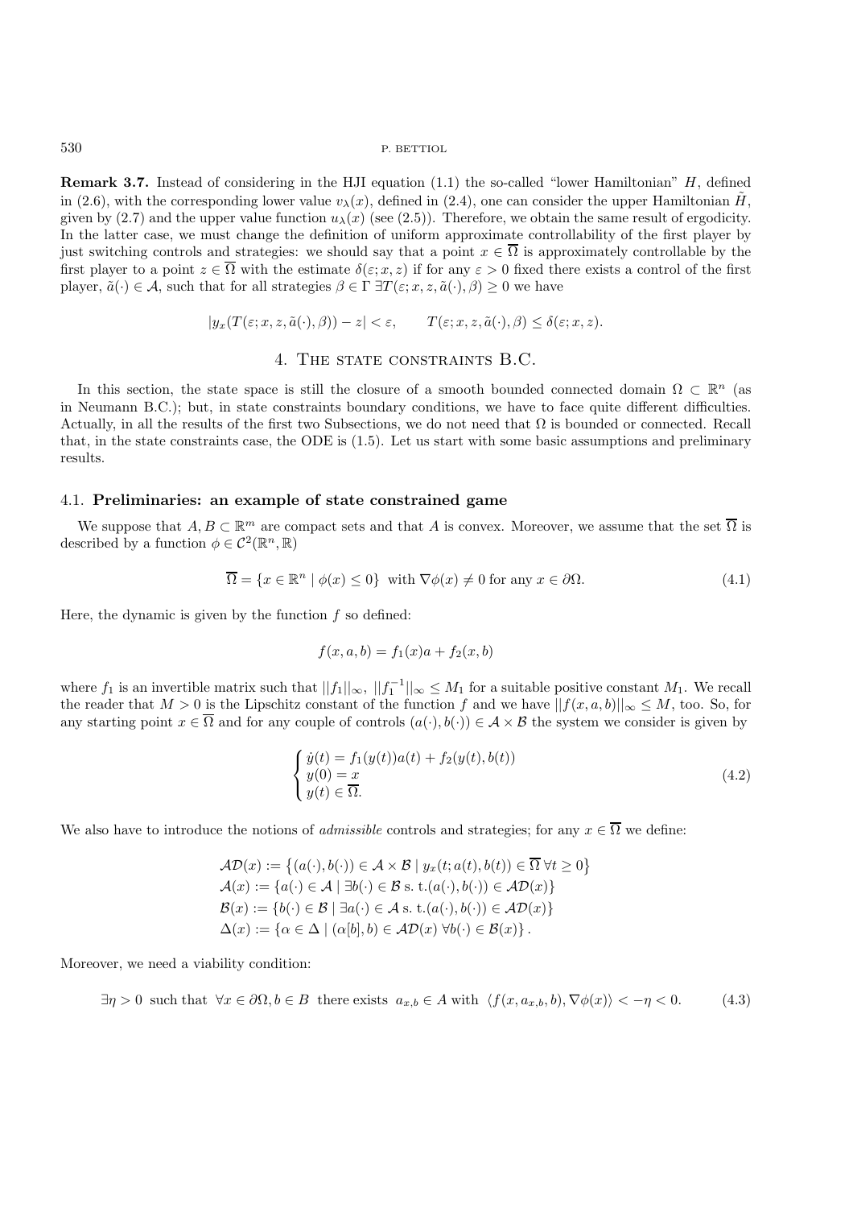**Remark 3.7.** Instead of considering in the HJI equation (1.1) the so-called "lower Hamiltonian" $H$, defined in (2.6), with the corresponding lower value $v_\lambda(x)$, defined in (2.4), one can consider the upper Hamiltonian $\tilde{H}$, given by (2.7) and the upper value function $u_\lambda(x)$ (see (2.5)). Therefore, we obtain the same result of ergodicity. In the latter case, we must change the definition of uniform approximate controllability of the first player by just switching controls and strategies: we should say that a point $x \in \overline{\Omega}$ is approximately controllable by the first player to a point $z \in \overline{\Omega}$ with the estimate $\delta(\varepsilon; x, z)$ if for any $\varepsilon > 0$ fixed there exists a control of the first player, $\tilde{a}(\cdot) \in \mathcal{A}$, such that for all strategies $\beta \in \Gamma$ $\exists T(\varepsilon; x, z, \tilde{a}(\cdot), \beta) \geq 0$ we have

$$|y_x(T(\varepsilon; x, z, \tilde{a}(\cdot), \beta)) - z| < \varepsilon, \qquad T(\varepsilon; x, z, \tilde{a}(\cdot), \beta) \leq \delta(\varepsilon; x, z).$$

# 4. The state constraints B.C.

In this section, the state space is still the closure of a smooth bounded connected domain $\Omega \subset \mathbb{R}^n$ (as in Neumann B.C.); but, in state constraints boundary conditions, we have to face quite different difficulties. Actually, in all the results of the first two Subsections, we do not need that $\Omega$ is bounded or connected. Recall that, in the state constraints case, the ODE is (1.5). Let us start with some basic assumptions and preliminary results.

## 4.1. Preliminaries: an example of state constrained game

We suppose that $A, B \subset \mathbb{R}^m$ are compact sets and that $A$ is convex. Moreover, we assume that the set $\overline{\Omega}$ is described by a function $\phi \in \mathcal{C}^2(\mathbb{R}^n, \mathbb{R})$

$$\overline{\Omega} = \{x \in \mathbb{R}^n \mid \phi(x) \leq 0\} \text{ with } \nabla\phi(x) \neq 0 \text{ for any } x \in \partial\Omega. \tag{4.1}$$

Here, the dynamic is given by the function $f$ so defined:

$$f(x, a, b) = f_1(x)a + f_2(x, b)$$

where $f_1$ is an invertible matrix such that $||f_1||_\infty$, $||f_1^{-1}||_\infty \leq M_1$ for a suitable positive constant $M_1$. We recall the reader that $M > 0$ is the Lipschitz constant of the function $f$ and we have $||f(x, a, b)||_\infty \leq M$, too. So, for any starting point $x \in \overline{\Omega}$ and for any couple of controls $(a(\cdot), b(\cdot)) \in \mathcal{A} \times \mathcal{B}$ the system we consider is given by

$$\begin{cases} \dot{y}(t) = f_1(y(t))a(t) + f_2(y(t), b(t)) \\ y(0) = x \\ y(t) \in \overline{\Omega}. \end{cases} \tag{4.2}$$

We also have to introduce the notions of *admissible* controls and strategies; for any $x \in \overline{\Omega}$ we define:

$$\begin{aligned}
\mathcal{AD}(x) &:= \left\{(a(\cdot), b(\cdot)) \in \mathcal{A} \times \mathcal{B} \mid y_x(t; a(t), b(t)) \in \overline{\Omega} \; \forall t \geq 0\right\} \\
\mathcal{A}(x) &:= \{a(\cdot) \in \mathcal{A} \mid \exists b(\cdot) \in \mathcal{B} \text{ s. t.} (a(\cdot), b(\cdot)) \in \mathcal{AD}(x)\} \\
\mathcal{B}(x) &:= \{b(\cdot) \in \mathcal{B} \mid \exists a(\cdot) \in \mathcal{A} \text{ s. t.} (a(\cdot), b(\cdot)) \in \mathcal{AD}(x)\} \\
\Delta(x) &:= \{\alpha \in \Delta \mid (\alpha[b], b) \in \mathcal{AD}(x) \; \forall b(\cdot) \in \mathcal{B}(x)\}.
\end{aligned}$$

Moreover, we need a viability condition:

$$\exists \eta > 0 \text{ such that } \forall x \in \partial\Omega, b \in B \text{ there exists } a_{x,b} \in A \text{ with } \langle f(x, a_{x,b}, b), \nabla\phi(x)\rangle < -\eta < 0. \tag{4.3}$$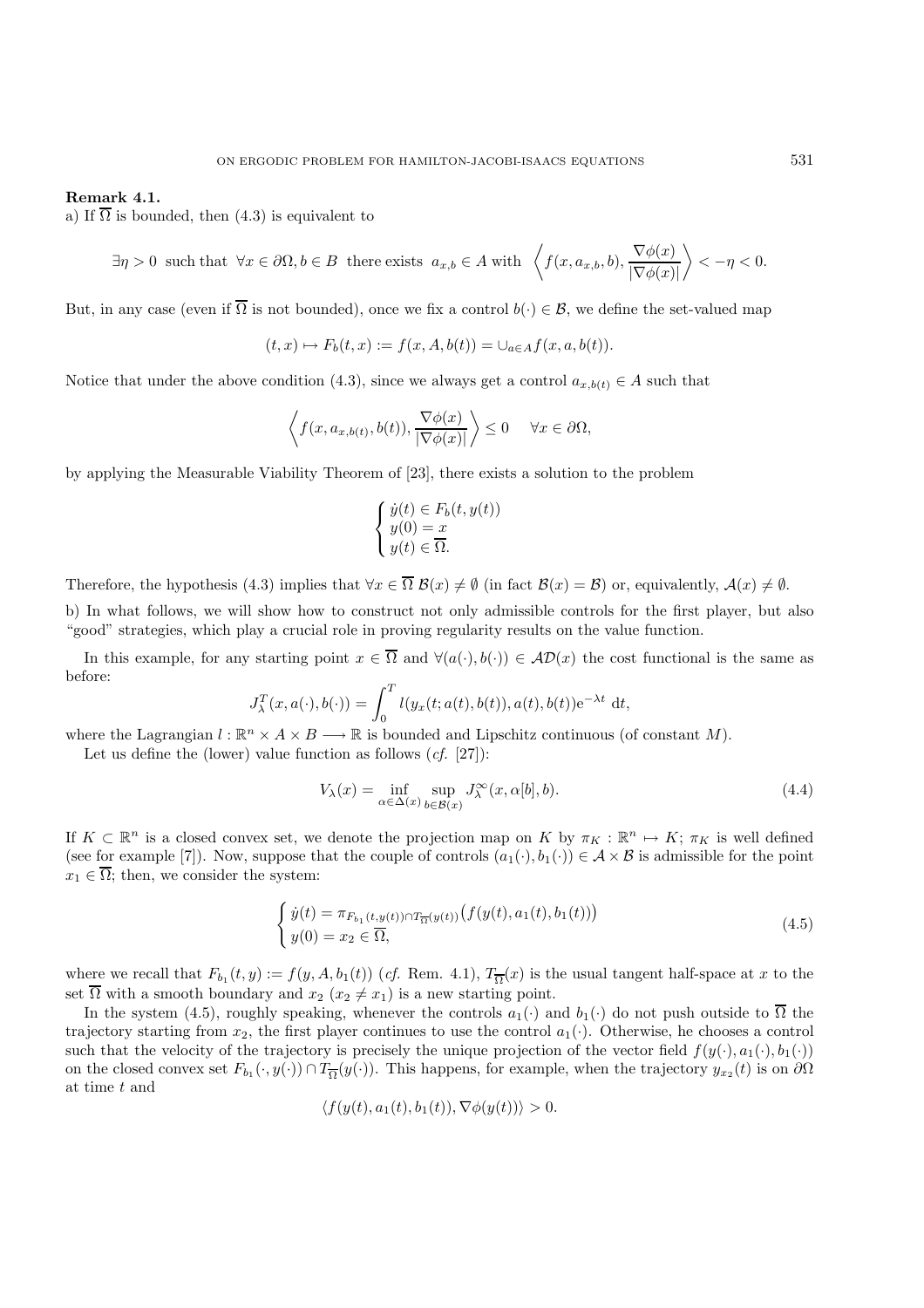**Remark 4.1.**
a) If $\overline{\Omega}$ is bounded, then (4.3) is equivalent to

$$\exists \eta > 0 \text{ such that } \forall x \in \partial\Omega, b \in B \text{ there exists } a_{x,b} \in A \text{ with } \left\langle f(x, a_{x,b}, b), \frac{\nabla\phi(x)}{|\nabla\phi(x)|} \right\rangle < -\eta < 0.$$

But, in any case (even if $\overline{\Omega}$ is not bounded), once we fix a control $b(\cdot) \in \mathcal{B}$, we define the set-valued map

$$(t, x) \mapsto F_b(t, x) := f(x, A, b(t)) = \cup_{a \in A} f(x, a, b(t)).$$

Notice that under the above condition (4.3), since we always get a control $a_{x,b(t)} \in A$ such that

$$\left\langle f(x, a_{x,b(t)}, b(t)), \frac{\nabla\phi(x)}{|\nabla\phi(x)|} \right\rangle \leq 0 \quad \forall x \in \partial\Omega,$$

by applying the Measurable Viability Theorem of [23], there exists a solution to the problem

$$\begin{cases} \dot{y}(t) \in F_b(t, y(t)) \\ y(0) = x \\ y(t) \in \overline{\Omega}. \end{cases}$$

Therefore, the hypothesis (4.3) implies that $\forall x \in \overline{\Omega}$ $\mathcal{B}(x) \neq \emptyset$ (in fact $\mathcal{B}(x) = \mathcal{B}$) or, equivalently, $\mathcal{A}(x) \neq \emptyset$.

b) In what follows, we will show how to construct not only admissible controls for the first player, but also "good" strategies, which play a crucial role in proving regularity results on the value function.

In this example, for any starting point $x \in \overline{\Omega}$ and $\forall (a(\cdot), b(\cdot)) \in \mathcal{AD}(x)$ the cost functional is the same as before:

$$J_\lambda^T(x, a(\cdot), b(\cdot)) = \int_0^T l(y_x(t; a(t), b(t)), a(t), b(t))\mathrm{e}^{-\lambda t} \, \mathrm{d}t,$$

where the Lagrangian $l : \mathbb{R}^n \times A \times B \longrightarrow \mathbb{R}$ is bounded and Lipschitz continuous (of constant $M$).

Let us define the (lower) value function as follows (*cf.* [27]):

$$V_\lambda(x) = \inf_{\alpha \in \Delta(x)} \sup_{b \in \mathcal{B}(x)} J_\lambda^\infty(x, \alpha[b], b). \tag{4.4}$$

If $K \subset \mathbb{R}^n$ is a closed convex set, we denote the projection map on $K$ by $\pi_K : \mathbb{R}^n \mapsto K$; $\pi_K$ is well defined (see for example [7]). Now, suppose that the couple of controls $(a_1(\cdot), b_1(\cdot)) \in \mathcal{A} \times \mathcal{B}$ is admissible for the point $x_1 \in \overline{\Omega}$; then, we consider the system:

$$\begin{cases} \dot{y}(t) = \pi_{F_{b_1}(t,y(t)) \cap T_{\overline{\Omega}}(y(t))}\big(f(y(t), a_1(t), b_1(t))\big) \\ y(0) = x_2 \in \overline{\Omega}, \end{cases} \tag{4.5}$$

where we recall that $F_{b_1}(t, y) := f(y, A, b_1(t))$ (*cf.* Rem. 4.1), $T_{\overline{\Omega}}(x)$ is the usual tangent half-space at $x$ to the set $\overline{\Omega}$ with a smooth boundary and $x_2$ ($x_2 \neq x_1$) is a new starting point.

In the system (4.5), roughly speaking, whenever the controls $a_1(\cdot)$ and $b_1(\cdot)$ do not push outside to $\overline{\Omega}$ the trajectory starting from $x_2$, the first player continues to use the control $a_1(\cdot)$. Otherwise, he chooses a control such that the velocity of the trajectory is precisely the unique projection of the vector field $f(y(\cdot), a_1(\cdot), b_1(\cdot))$ on the closed convex set $F_{b_1}(\cdot, y(\cdot)) \cap T_{\overline{\Omega}}(y(\cdot))$. This happens, for example, when the trajectory $y_{x_2}(t)$ is on $\partial\Omega$ at time $t$ and

$$\langle f(y(t), a_1(t), b_1(t)), \nabla\phi(y(t)) \rangle > 0.$$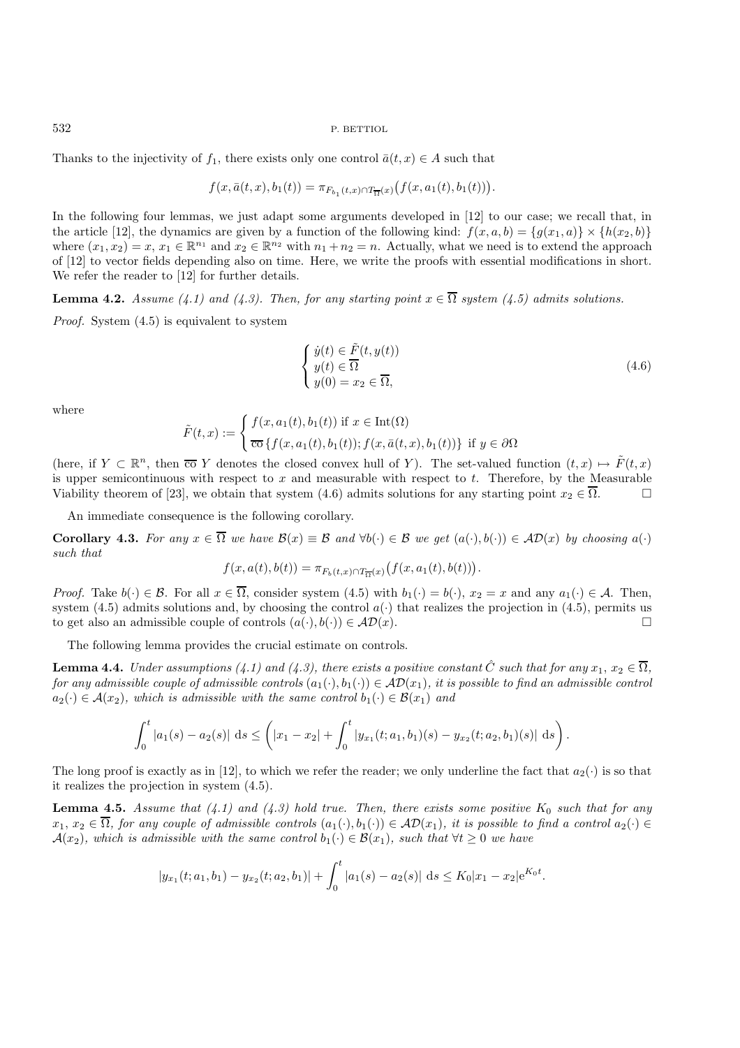Thanks to the injectivity of $f_1$, there exists only one control $\bar{a}(t,x) \in A$ such that

$$f(x, \bar{a}(t,x), b_1(t)) = \pi_{F_{b_1}(t,x) \cap T_{\overline{\Omega}}(x)}\big(f(x, a_1(t), b_1(t))\big).$$

In the following four lemmas, we just adapt some arguments developed in [12] to our case; we recall that, in the article [12], the dynamics are given by a function of the following kind: $f(x,a,b) = \{g(x_1,a)\} \times \{h(x_2,b)\}$ where $(x_1,x_2) = x$, $x_1 \in \mathbb{R}^{n_1}$ and $x_2 \in \mathbb{R}^{n_2}$ with $n_1 + n_2 = n$. Actually, what we need is to extend the approach of [12] to vector fields depending also on time. Here, we write the proofs with essential modifications in short. We refer the reader to [12] for further details.

**Lemma 4.2.** *Assume (4.1) and (4.3). Then, for any starting point $x \in \overline{\Omega}$ system (4.5) admits solutions.*

*Proof.* System (4.5) is equivalent to system

$$\begin{cases} \dot{y}(t) \in \tilde{F}(t, y(t)) \\ y(t) \in \overline{\Omega} \\ y(0) = x_2 \in \overline{\Omega}, \end{cases} \tag{4.6}$$

where

$$\tilde{F}(t,x) := \begin{cases} f(x, a_1(t), b_1(t)) \text{ if } x \in \mathrm{Int}(\Omega) \\ \overline{\mathrm{co}}\,\{f(x, a_1(t), b_1(t)); f(x, \bar{a}(t,x), b_1(t))\} \text{ if } y \in \partial\Omega \end{cases}$$

(here, if $Y \subset \mathbb{R}^n$, then $\overline{\mathrm{co}}\, Y$ denotes the closed convex hull of $Y$). The set-valued function $(t,x) \mapsto \tilde{F}(t,x)$ is upper semicontinuous with respect to $x$ and measurable with respect to $t$. Therefore, by the Measurable Viability theorem of [23], we obtain that system (4.6) admits solutions for any starting point $x_2 \in \overline{\Omega}$. $\square$

An immediate consequence is the following corollary.

**Corollary 4.3.** *For any $x \in \overline{\Omega}$ we have $\mathcal{B}(x) \equiv \mathcal{B}$ and $\forall b(\cdot) \in \mathcal{B}$ we get $(a(\cdot), b(\cdot)) \in \mathcal{AD}(x)$ by choosing $a(\cdot)$ such that*

$$f(x, a(t), b(t)) = \pi_{F_b(t,x) \cap T_{\overline{\Omega}}(x)}\big(f(x, a_1(t), b(t))\big).$$

*Proof.* Take $b(\cdot) \in \mathcal{B}$. For all $x \in \overline{\Omega}$, consider system (4.5) with $b_1(\cdot) = b(\cdot)$, $x_2 = x$ and any $a_1(\cdot) \in \mathcal{A}$. Then, system (4.5) admits solutions and, by choosing the control $a(\cdot)$ that realizes the projection in (4.5), permits us to get also an admissible couple of controls $(a(\cdot), b(\cdot)) \in \mathcal{AD}(x)$. $\square$

The following lemma provides the crucial estimate on controls.

**Lemma 4.4.** *Under assumptions (4.1) and (4.3), there exists a positive constant $\hat{C}$ such that for any $x_1$, $x_2 \in \overline{\Omega}$, for any admissible couple of admissible controls $(a_1(\cdot), b_1(\cdot)) \in \mathcal{AD}(x_1)$, it is possible to find an admissible control $a_2(\cdot) \in \mathcal{A}(x_2)$, which is admissible with the same control $b_1(\cdot) \in \mathcal{B}(x_1)$ and*

$$\int_0^t |a_1(s) - a_2(s)| \, \mathrm{d}s \leq \left( |x_1 - x_2| + \int_0^t |y_{x_1}(t; a_1, b_1)(s) - y_{x_2}(t; a_2, b_1)(s)| \, \mathrm{d}s \right).$$

The long proof is exactly as in [12], to which we refer the reader; we only underline the fact that $a_2(\cdot)$ is so that it realizes the projection in system (4.5).

**Lemma 4.5.** *Assume that (4.1) and (4.3) hold true. Then, there exists some positive $K_0$ such that for any $x_1$, $x_2 \in \overline{\Omega}$, for any couple of admissible controls $(a_1(\cdot), b_1(\cdot)) \in \mathcal{AD}(x_1)$, it is possible to find a control $a_2(\cdot) \in \mathcal{A}(x_2)$, which is admissible with the same control $b_1(\cdot) \in \mathcal{B}(x_1)$, such that $\forall t \geq 0$ we have*

$$|y_{x_1}(t; a_1, b_1) - y_{x_2}(t; a_2, b_1)| + \int_0^t |a_1(s) - a_2(s)| \, \mathrm{d}s \leq K_0 |x_1 - x_2| \mathrm{e}^{K_0 t}.$$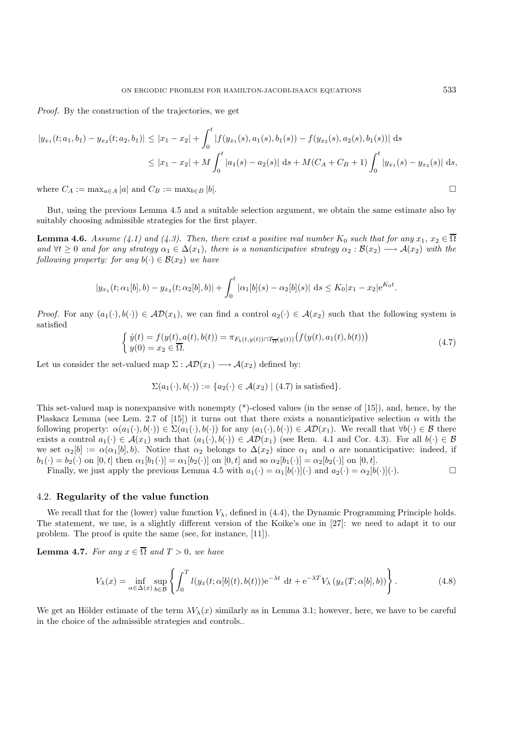*Proof.* By the construction of the trajectories, we get

$$
\begin{aligned}
|y_{x_1}(t;a_1,b_1) - y_{x_2}(t;a_2,b_1)| &\le |x_1 - x_2| + \int_0^t |f(y_{x_1}(s),a_1(s),b_1(s)) - f(y_{x_2}(s),a_2(s),b_1(s))| \, \mathrm{d}s \\
&\le |x_1 - x_2| + M\int_0^t |a_1(s) - a_2(s)| \, \mathrm{d}s + M(C_A + C_B + 1)\int_0^t |y_{x_1}(s) - y_{x_2}(s)| \, \mathrm{d}s,
\end{aligned}
$$

where $C_A := \max_{a\in A}|a|$ and $C_B := \max_{b\in B}|b|$. □

But, using the previous Lemma 4.5 and a suitable selection argument, we obtain the same estimate also by suitably choosing admissible strategies for the first player.

**Lemma 4.6.** *Assume (4.1) and (4.3). Then, there exist a positive real number $K_0$ such that for any $x_1$, $x_2 \in \overline{\Omega}$ and $\forall t \ge 0$ and for any strategy $\alpha_1 \in \Delta(x_1)$, there is a nonanticipative strategy $\alpha_2 : \mathcal{B}(x_2) \longrightarrow \mathcal{A}(x_2)$ with the following property: for any $b(\cdot) \in \mathcal{B}(x_2)$ we have*

$$
|y_{x_1}(t;\alpha_1[b],b) - y_{x_2}(t;\alpha_2[b],b)| + \int_0^t |\alpha_1[b](s) - \alpha_2[b](s)| \, \mathrm{d}s \le K_0|x_1 - x_2|\mathrm{e}^{K_0 t}.
$$

*Proof.* For any $(a_1(\cdot),b(\cdot)) \in \mathcal{AD}(x_1)$, we can find a control $a_2(\cdot) \in \mathcal{A}(x_2)$ such that the following system is satisfied

$$
\begin{cases}
\dot{y}(t) = f(y(t),a(t),b(t)) = \pi_{F_b(t,y(t))\cap T_{\overline{\Omega}}(y(t))}\big(f(y(t),a_1(t),b(t))\big) \\
y(0) = x_2 \in \overline{\Omega}.
\end{cases}
\tag{4.7}
$$

Let us consider the set-valued map $\Sigma : \mathcal{AD}(x_1) \longrightarrow \mathcal{A}(x_2)$ defined by:

$$
\Sigma(a_1(\cdot),b(\cdot)) := \{a_2(\cdot) \in \mathcal{A}(x_2) \mid (4.7) \text{ is satisfied}\}.
$$

This set-valued map is nonexpansive with nonempty (*)-closed values (in the sense of [15]), and, hence, by the Plaskacz Lemma (see Lem. 2.7 of [15]) it turns out that there exists a nonanticipative selection $\alpha$ with the following property: $\alpha(a_1(\cdot),b(\cdot)) \in \Sigma(a_1(\cdot),b(\cdot))$ for any $(a_1(\cdot),b(\cdot)) \in \mathcal{AD}(x_1)$. We recall that $\forall b(\cdot) \in \mathcal{B}$ there exists a control $a_1(\cdot) \in \mathcal{A}(x_1)$ such that $(a_1(\cdot),b(\cdot)) \in \mathcal{AD}(x_1)$ (see Rem. 4.1 and Cor. 4.3). For all $b(\cdot) \in \mathcal{B}$ we set $\alpha_2[b] := \alpha(\alpha_1[b],b)$. Notice that $\alpha_2$ belongs to $\Delta(x_2)$ since $\alpha_1$ and $\alpha$ are nonanticipative: indeed, if $b_1(\cdot) = b_2(\cdot)$ on $[0,t]$ then $\alpha_1[b_1(\cdot)] = \alpha_1[b_2(\cdot)]$ on $[0,t]$ and so $\alpha_2[b_1(\cdot)] = \alpha_2[b_2(\cdot)]$ on $[0,t]$.

Finally, we just apply the previous Lemma 4.5 with $a_1(\cdot) = \alpha_1[b(\cdot)](\cdot)$ and $a_2(\cdot) = \alpha_2[b(\cdot)](\cdot)$. □

### 4.2. **Regularity of the value function**

We recall that for the (lower) value function $V_\lambda$, defined in (4.4), the Dynamic Programming Principle holds. The statement, we use, is a slightly different version of the Koike's one in [27]: we need to adapt it to our problem. The proof is quite the same (see, for instance, [11]).

**Lemma 4.7.** *For any $x \in \overline{\Omega}$ and $T > 0$, we have*

$$
V_\lambda(x) = \inf_{\alpha\in\Delta(x)} \sup_{b\in\mathcal{B}} \left\{ \int_0^T l(y_x(t;\alpha[b](t),b(t)))\mathrm{e}^{-\lambda t} \, \mathrm{d}t + \mathrm{e}^{-\lambda T} V_\lambda\left(y_x(T;\alpha[b],b)\right) \right\}.
\tag{4.8}
$$

We get an Hölder estimate of the term $\lambda V_\lambda(x)$ similarly as in Lemma 3.1; however, here, we have to be careful in the choice of the admissible strategies and controls..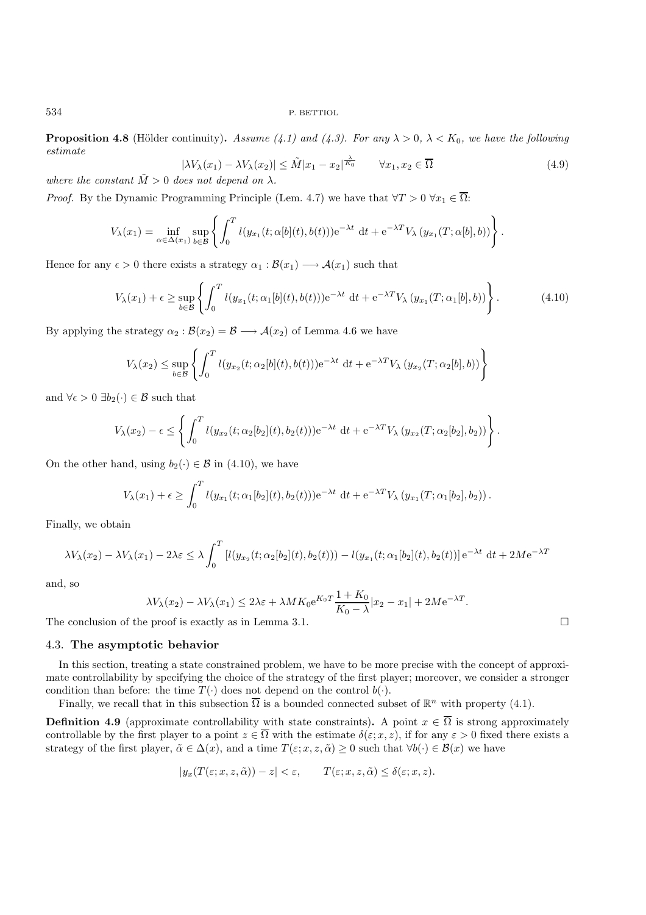**Proposition 4.8** (Hölder continuity)**.** *Assume (4.1) and (4.3). For any $\lambda > 0$, $\lambda < K_0$, we have the following estimate*

$$|\lambda V_\lambda(x_1) - \lambda V_\lambda(x_2)| \leq \tilde{M}|x_1 - x_2|^{\frac{\lambda}{K_0}} \qquad \forall x_1, x_2 \in \overline{\Omega} \tag{4.9}$$

*where the constant $\tilde{M} > 0$ does not depend on $\lambda$.*

*Proof.* By the Dynamic Programming Principle (Lem. 4.7) we have that $\forall T > 0$ $\forall x_1 \in \overline{\Omega}$:

$$V_\lambda(x_1) = \inf_{\alpha \in \Delta(x_1)} \sup_{b \in \mathcal{B}} \left\{ \int_0^T l(y_{x_1}(t; \alpha[b](t), b(t))) \mathrm{e}^{-\lambda t} \, \mathrm{d}t + \mathrm{e}^{-\lambda T} V_\lambda \left( y_{x_1}(T; \alpha[b], b) \right) \right\}.$$

Hence for any $\epsilon > 0$ there exists a strategy $\alpha_1 : \mathcal{B}(x_1) \longrightarrow \mathcal{A}(x_1)$ such that

$$V_\lambda(x_1) + \epsilon \geq \sup_{b \in \mathcal{B}} \left\{ \int_0^T l(y_{x_1}(t; \alpha_1[b](t), b(t))) \mathrm{e}^{-\lambda t} \, \mathrm{d}t + \mathrm{e}^{-\lambda T} V_\lambda \left( y_{x_1}(T; \alpha_1[b], b) \right) \right\}. \tag{4.10}$$

By applying the strategy $\alpha_2 : \mathcal{B}(x_2) = \mathcal{B} \longrightarrow \mathcal{A}(x_2)$ of Lemma 4.6 we have

$$V_\lambda(x_2) \leq \sup_{b \in \mathcal{B}} \left\{ \int_0^T l(y_{x_2}(t; \alpha_2[b](t), b(t))) \mathrm{e}^{-\lambda t} \, \mathrm{d}t + \mathrm{e}^{-\lambda T} V_\lambda \left( y_{x_2}(T; \alpha_2[b], b) \right) \right\}$$

and $\forall \epsilon > 0$ $\exists b_2(\cdot) \in \mathcal{B}$ such that

$$V_\lambda(x_2) - \epsilon \leq \left\{ \int_0^T l(y_{x_2}(t; \alpha_2[b_2](t), b_2(t))) \mathrm{e}^{-\lambda t} \, \mathrm{d}t + \mathrm{e}^{-\lambda T} V_\lambda \left( y_{x_2}(T; \alpha_2[b_2], b_2) \right) \right\}.$$

On the other hand, using $b_2(\cdot) \in \mathcal{B}$ in (4.10), we have

$$V_\lambda(x_1) + \epsilon \geq \int_0^T l(y_{x_1}(t; \alpha_1[b_2](t), b_2(t))) \mathrm{e}^{-\lambda t} \, \mathrm{d}t + \mathrm{e}^{-\lambda T} V_\lambda \left( y_{x_1}(T; \alpha_1[b_2], b_2) \right).$$

Finally, we obtain

$$\lambda V_\lambda(x_2) - \lambda V_\lambda(x_1) - 2\lambda\varepsilon \leq \lambda \int_0^T \left[ l(y_{x_2}(t; \alpha_2[b_2](t), b_2(t))) - l(y_{x_1}(t; \alpha_1[b_2](t), b_2(t)) \right] \mathrm{e}^{-\lambda t} \, \mathrm{d}t + 2M\mathrm{e}^{-\lambda T}$$

and, so

$$\lambda V_\lambda(x_2) - \lambda V_\lambda(x_1) \leq 2\lambda\varepsilon + \lambda M K_0 \mathrm{e}^{K_0 T} \frac{1 + K_0}{K_0 - \lambda} |x_2 - x_1| + 2M\mathrm{e}^{-\lambda T}.$$

The conclusion of the proof is exactly as in Lemma 3.1. $\square$

### 4.3. **The asymptotic behavior**

In this section, treating a state constrained problem, we have to be more precise with the concept of approximate controllability by specifying the choice of the strategy of the first player; moreover, we consider a stronger condition than before: the time $T(\cdot)$ does not depend on the control $b(\cdot)$.

Finally, we recall that in this subsection $\overline{\Omega}$ is a bounded connected subset of $\mathbb{R}^n$ with property (4.1).

**Definition 4.9** (approximate controllability with state constraints)**.** A point $x \in \overline{\Omega}$ is strong approximately controllable by the first player to a point $z \in \overline{\Omega}$ with the estimate $\delta(\varepsilon; x, z)$, if for any $\varepsilon > 0$ fixed there exists a strategy of the first player, $\tilde{\alpha} \in \Delta(x)$, and a time $T(\varepsilon; x, z, \tilde{\alpha}) \geq 0$ such that $\forall b(\cdot) \in \mathcal{B}(x)$ we have

$$|y_x(T(\varepsilon; x, z, \tilde{\alpha})) - z| < \varepsilon, \qquad T(\varepsilon; x, z, \tilde{\alpha}) \leq \delta(\varepsilon; x, z).$$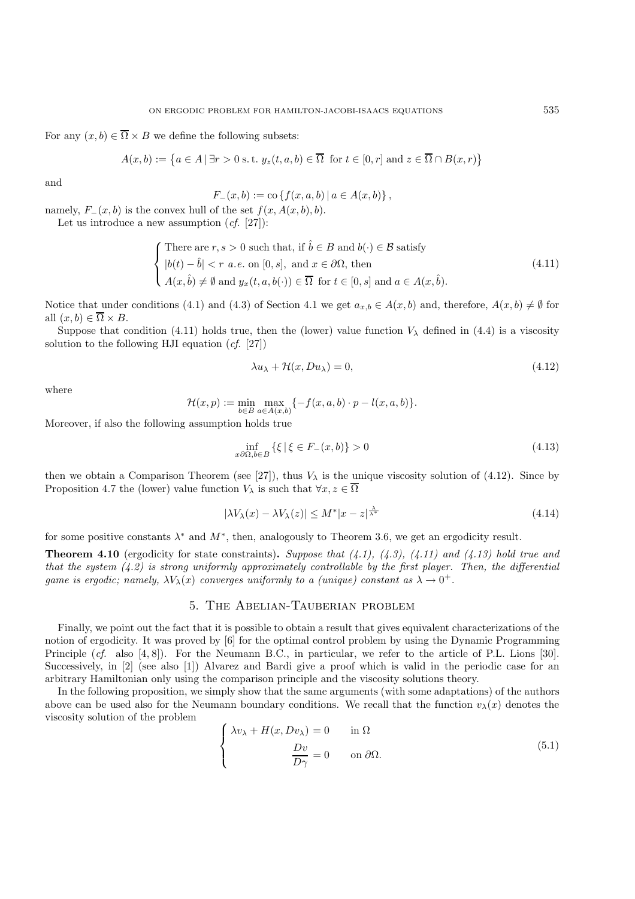For any $(x,b) \in \overline{\Omega} \times B$ we define the following subsets:

$$A(x,b) := \left\{ a \in A \,|\, \exists r > 0 \text{ s.t. } y_z(t,a,b) \in \overline{\Omega} \text{ for } t \in [0,r] \text{ and } z \in \overline{\Omega} \cap B(x,r) \right\}$$

and

$$F_-(x,b) := \operatorname{co}\left\{ f(x,a,b) \,|\, a \in A(x,b) \right\},$$

namely, $F_-(x,b)$ is the convex hull of the set $f(x,A(x,b),b)$.

Let us introduce a new assumption (*cf.* [27]):

$$\begin{cases} \text{There are } r,s > 0 \text{ such that, if } \hat{b} \in B \text{ and } b(\cdot) \in \mathcal{B} \text{ satisfy} \\ |b(t) - \hat{b}| < r \text{ } a.e. \text{ on } [0,s], \text{ and } x \in \partial\Omega, \text{ then} \\ A(x,\hat{b}) \neq \emptyset \text{ and } y_x(t,a,b(\cdot)) \in \overline{\Omega} \text{ for } t \in [0,s] \text{ and } a \in A(x,\hat{b}). \end{cases} \tag{4.11}$$

Notice that under conditions (4.1) and (4.3) of Section 4.1 we get $a_{x,b} \in A(x,b)$ and, therefore, $A(x,b) \neq \emptyset$ for all $(x,b) \in \overline{\Omega} \times B$.

Suppose that condition (4.11) holds true, then the (lower) value function $V_\lambda$ defined in (4.4) is a viscosity solution to the following HJI equation (*cf.* [27])

$$\lambda u_\lambda + \mathcal{H}(x, Du_\lambda) = 0, \tag{4.12}$$

where

$$\mathcal{H}(x,p) := \min_{b \in B} \max_{a \in A(x,b)} \{ -f(x,a,b) \cdot p - l(x,a,b) \}.$$

Moreover, if also the following assumption holds true

$$\inf_{x \partial\Omega, b \in B} \{ \xi \,|\, \xi \in F_-(x,b) \} > 0 \tag{4.13}$$

then we obtain a Comparison Theorem (see [27]), thus $V_\lambda$ is the unique viscosity solution of (4.12). Since by Proposition 4.7 the (lower) value function $V_\lambda$ is such that $\forall x, z \in \overline{\Omega}$

$$|\lambda V_\lambda(x) - \lambda V_\lambda(z)| \leq M^* |x - z|^{\frac{\lambda}{\lambda^*}} \tag{4.14}$$

for some positive constants $\lambda^*$ and $M^*$, then, analogously to Theorem 3.6, we get an ergodicity result.

**Theorem 4.10** (ergodicity for state constraints)**.** *Suppose that (4.1), (4.3), (4.11) and (4.13) hold true and that the system (4.2) is strong uniformly approximately controllable by the first player. Then, the differential game is ergodic; namely, $\lambda V_\lambda(x)$ converges uniformly to a (unique) constant as $\lambda \to 0^+$.*

## 5. The Abelian-Tauberian problem

Finally, we point out the fact that it is possible to obtain a result that gives equivalent characterizations of the notion of ergodicity. It was proved by [6] for the optimal control problem by using the Dynamic Programming Principle (*cf.* also [4,8]). For the Neumann B.C., in particular, we refer to the article of P.L. Lions [30]. Successively, in [2] (see also [1]) Alvarez and Bardi give a proof which is valid in the periodic case for an arbitrary Hamiltonian only using the comparison principle and the viscosity solutions theory.

In the following proposition, we simply show that the same arguments (with some adaptations) of the authors above can be used also for the Neumann boundary conditions. We recall that the function $v_\lambda(x)$ denotes the viscosity solution of the problem

$$\begin{cases} \lambda v_\lambda + H(x, Dv_\lambda) = 0 & \text{in } \Omega \\ \dfrac{Dv}{D\gamma} = 0 & \text{on } \partial\Omega. \end{cases} \tag{5.1}$$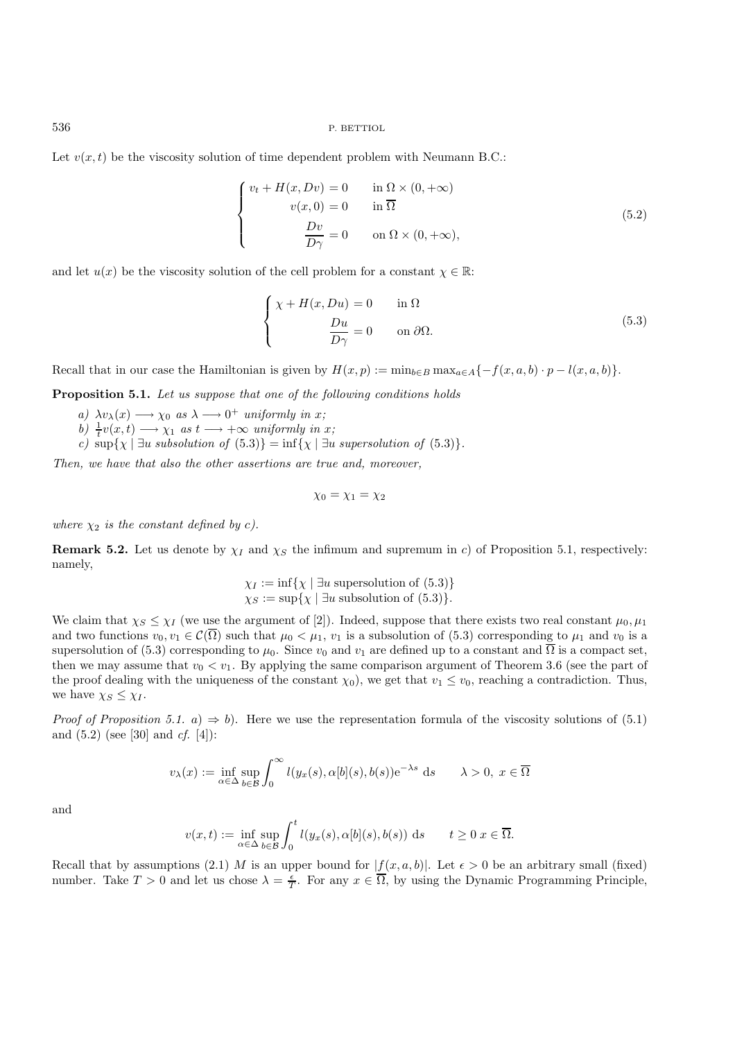Let $v(x,t)$ be the viscosity solution of time dependent problem with Neumann B.C.:

$$
\begin{cases}
v_t + H(x, Dv) = 0 & \text{in } \Omega \times (0, +\infty) \\
v(x, 0) = 0 & \text{in } \overline{\Omega} \\
\dfrac{Dv}{D\gamma} = 0 & \text{on } \Omega \times (0, +\infty),
\end{cases}
\tag{5.2}
$$

and let $u(x)$ be the viscosity solution of the cell problem for a constant $\chi \in \mathbb{R}$:

$$
\begin{cases}
\chi + H(x, Du) = 0 & \text{in } \Omega \\
\dfrac{Du}{D\gamma} = 0 & \text{on } \partial\Omega.
\end{cases}
\tag{5.3}
$$

Recall that in our case the Hamiltonian is given by $H(x,p) := \min_{b \in B} \max_{a \in A} \{-f(x,a,b) \cdot p - l(x,a,b)\}$.

**Proposition 5.1.** *Let us suppose that one of the following conditions holds*

*a) $\lambda v_\lambda(x) \longrightarrow \chi_0$ as $\lambda \longrightarrow 0^+$ uniformly in $x$;*
*b) $\frac{1}{t} v(x,t) \longrightarrow \chi_1$ as $t \longrightarrow +\infty$ uniformly in $x$;*
*c) $\sup\{\chi \mid \exists u$ subsolution of (5.3)$\} = \inf\{\chi \mid \exists u$ supersolution of (5.3)$\}$.*

*Then, we have that also the other assertions are true and, moreover,*

$$\chi_0 = \chi_1 = \chi_2$$

*where $\chi_2$ is the constant defined by c).*

**Remark 5.2.** Let us denote by $\chi_I$ and $\chi_S$ the infimum and supremum in $c)$ of Proposition 5.1, respectively: namely,

$$
\begin{aligned}
\chi_I &:= \inf\{\chi \mid \exists u \text{ supersolution of (5.3)}\} \\
\chi_S &:= \sup\{\chi \mid \exists u \text{ subsolution of (5.3)}\}.
\end{aligned}
$$

We claim that $\chi_S \leq \chi_I$ (we use the argument of [2]). Indeed, suppose that there exists two real constant $\mu_0, \mu_1$ and two functions $v_0, v_1 \in \mathcal{C}(\overline{\Omega})$ such that $\mu_0 < \mu_1$, $v_1$ is a subsolution of (5.3) corresponding to $\mu_1$ and $v_0$ is a supersolution of (5.3) corresponding to $\mu_0$. Since $v_0$ and $v_1$ are defined up to a constant and $\overline{\Omega}$ is a compact set, then we may assume that $v_0 < v_1$. By applying the same comparison argument of Theorem 3.6 (see the part of the proof dealing with the uniqueness of the constant $\chi_0$), we get that $v_1 \leq v_0$, reaching a contradiction. Thus, we have $\chi_S \leq \chi_I$.

*Proof of Proposition 5.1. a) $\Rightarrow$ b).* Here we use the representation formula of the viscosity solutions of (5.1) and (5.2) (see [30] and *cf.* [4]):

$$v_\lambda(x) := \inf_{\alpha \in \Delta} \sup_{b \in \mathcal{B}} \int_0^\infty l(y_x(s), \alpha[b](s), b(s)) \mathrm{e}^{-\lambda s} \, \mathrm{d}s \qquad \lambda > 0, \ x \in \overline{\Omega}$$

and

$$v(x,t) := \inf_{\alpha \in \Delta} \sup_{b \in \mathcal{B}} \int_0^t l(y_x(s), \alpha[b](s), b(s)) \, \mathrm{d}s \qquad t \geq 0 \ x \in \overline{\Omega}.$$

Recall that by assumptions (2.1) $M$ is an upper bound for $|f(x,a,b)|$. Let $\epsilon > 0$ be an arbitrary small (fixed) number. Take $T > 0$ and let us chose $\lambda = \frac{\epsilon}{T}$. For any $x \in \overline{\Omega}$, by using the Dynamic Programming Principle,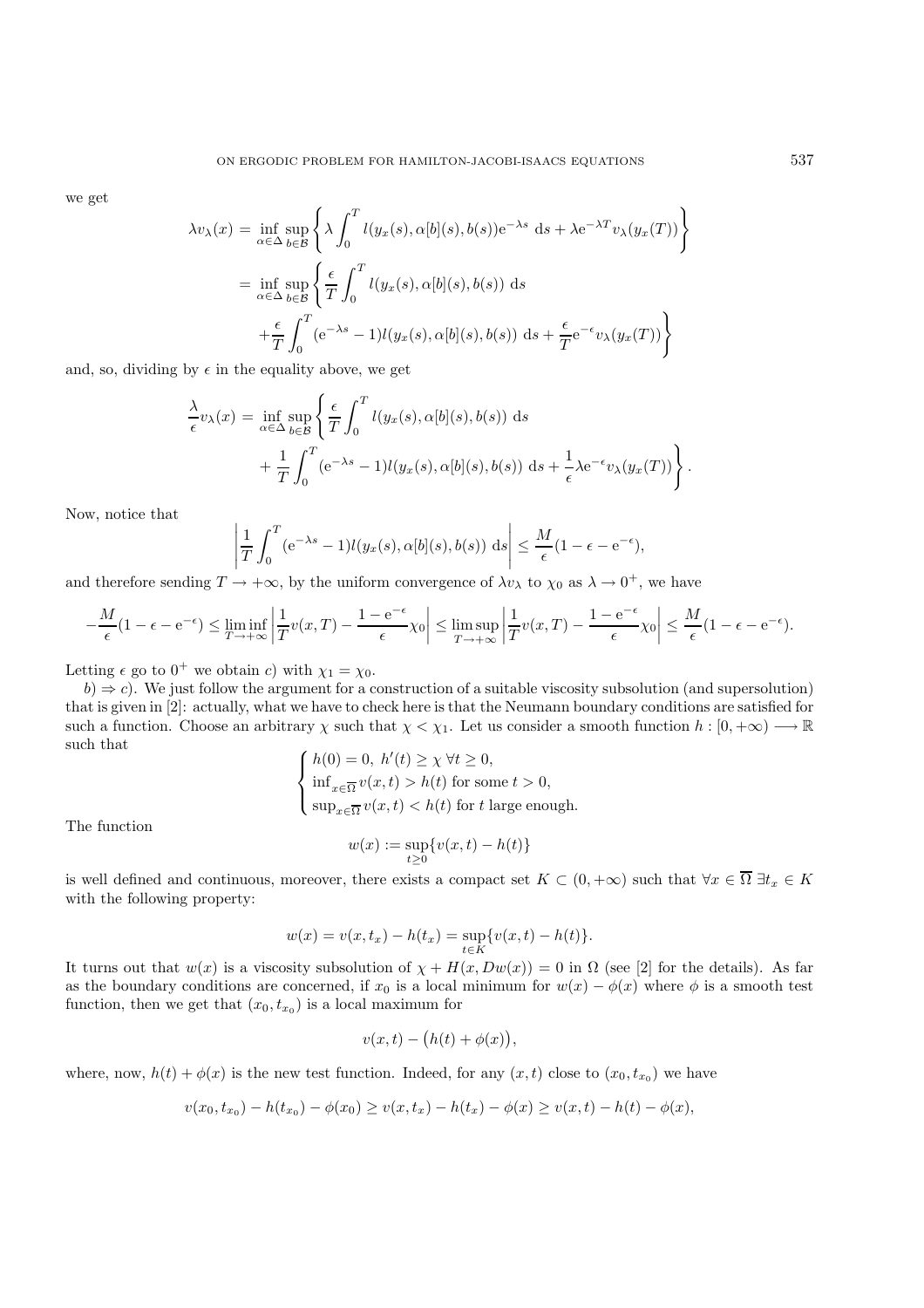we get

$$
\begin{aligned}
\lambda v_\lambda(x) &= \inf_{\alpha\in\Delta}\sup_{b\in\mathcal{B}}\left\{\lambda\int_0^T l(y_x(s),\alpha[b](s),b(s))\mathrm{e}^{-\lambda s}\ \mathrm{d}s + \lambda \mathrm{e}^{-\lambda T}v_\lambda(y_x(T))\right\}\\
&= \inf_{\alpha\in\Delta}\sup_{b\in\mathcal{B}}\left\{\frac{\epsilon}{T}\int_0^T l(y_x(s),\alpha[b](s),b(s))\ \mathrm{d}s\right.\\
&\qquad \left. +\frac{\epsilon}{T}\int_0^T(\mathrm{e}^{-\lambda s}-1)l(y_x(s),\alpha[b](s),b(s))\ \mathrm{d}s + \frac{\epsilon}{T}\mathrm{e}^{-\epsilon}v_\lambda(y_x(T))\right\}
\end{aligned}
$$

and, so, dividing by $\epsilon$ in the equality above, we get

$$
\begin{aligned}
\frac{\lambda}{\epsilon}v_\lambda(x) &= \inf_{\alpha\in\Delta}\sup_{b\in\mathcal{B}}\left\{\frac{\epsilon}{T}\int_0^T l(y_x(s),\alpha[b](s),b(s))\ \mathrm{d}s\right.\\
&\qquad \left. +\frac{1}{T}\int_0^T(\mathrm{e}^{-\lambda s}-1)l(y_x(s),\alpha[b](s),b(s))\ \mathrm{d}s + \frac{1}{\epsilon}\lambda\mathrm{e}^{-\epsilon}v_\lambda(y_x(T))\right\}.
\end{aligned}
$$

Now, notice that

$$
\left|\frac{1}{T}\int_0^T(\mathrm{e}^{-\lambda s}-1)l(y_x(s),\alpha[b](s),b(s))\ \mathrm{d}s\right| \le \frac{M}{\epsilon}(1-\epsilon-\mathrm{e}^{-\epsilon}),
$$

and therefore sending $T\to+\infty$, by the uniform convergence of $\lambda v_\lambda$ to $\chi_0$ as $\lambda\to 0^+$, we have

$$
-\frac{M}{\epsilon}(1-\epsilon-\mathrm{e}^{-\epsilon}) \le \liminf_{T\to+\infty}\left|\frac{1}{T}v(x,T)-\frac{1-\mathrm{e}^{-\epsilon}}{\epsilon}\chi_0\right| \le \limsup_{T\to+\infty}\left|\frac{1}{T}v(x,T)-\frac{1-\mathrm{e}^{-\epsilon}}{\epsilon}\chi_0\right| \le \frac{M}{\epsilon}(1-\epsilon-\mathrm{e}^{-\epsilon}).
$$

Letting $\epsilon$ go to $0^+$ we obtain $c)$ with $\chi_1=\chi_0$.

$b)\Rightarrow c)$. We just follow the argument for a construction of a suitable viscosity subsolution (and supersolution) that is given in [2]: actually, what we have to check here is that the Neumann boundary conditions are satisfied for such a function. Choose an arbitrary $\chi$ such that $\chi<\chi_1$. Let us consider a smooth function $h:[0,+\infty)\longrightarrow\mathbb{R}$ such that

$$
\begin{cases}
h(0)=0,\ h'(t)\ge\chi\ \forall t\ge 0,\\
\inf_{x\in\overline{\Omega}}v(x,t)>h(t) \text{ for some } t>0,\\
\sup_{x\in\overline{\Omega}}v(x,t)<h(t) \text{ for } t \text{ large enough.}
\end{cases}
$$

The function

$$
w(x):=\sup_{t\ge 0}\{v(x,t)-h(t)\}
$$

is well defined and continuous, moreover, there exists a compact set $K\subset(0,+\infty)$ such that $\forall x\in\overline{\Omega}\ \exists t_x\in K$ with the following property:

$$
w(x)=v(x,t_x)-h(t_x)=\sup_{t\in K}\{v(x,t)-h(t)\}.
$$

It turns out that $w(x)$ is a viscosity subsolution of $\chi+H(x,Dw(x))=0$ in $\Omega$ (see [2] for the details). As far as the boundary conditions are concerned, if $x_0$ is a local minimum for $w(x)-\phi(x)$ where $\phi$ is a smooth test function, then we get that $(x_0,t_{x_0})$ is a local maximum for

$$
v(x,t)-\big(h(t)+\phi(x)\big),
$$

where, now, $h(t)+\phi(x)$ is the new test function. Indeed, for any $(x,t)$ close to $(x_0,t_{x_0})$ we have

$$
v(x_0,t_{x_0})-h(t_{x_0})-\phi(x_0)\ge v(x,t_x)-h(t_x)-\phi(x)\ge v(x,t)-h(t)-\phi(x),
$$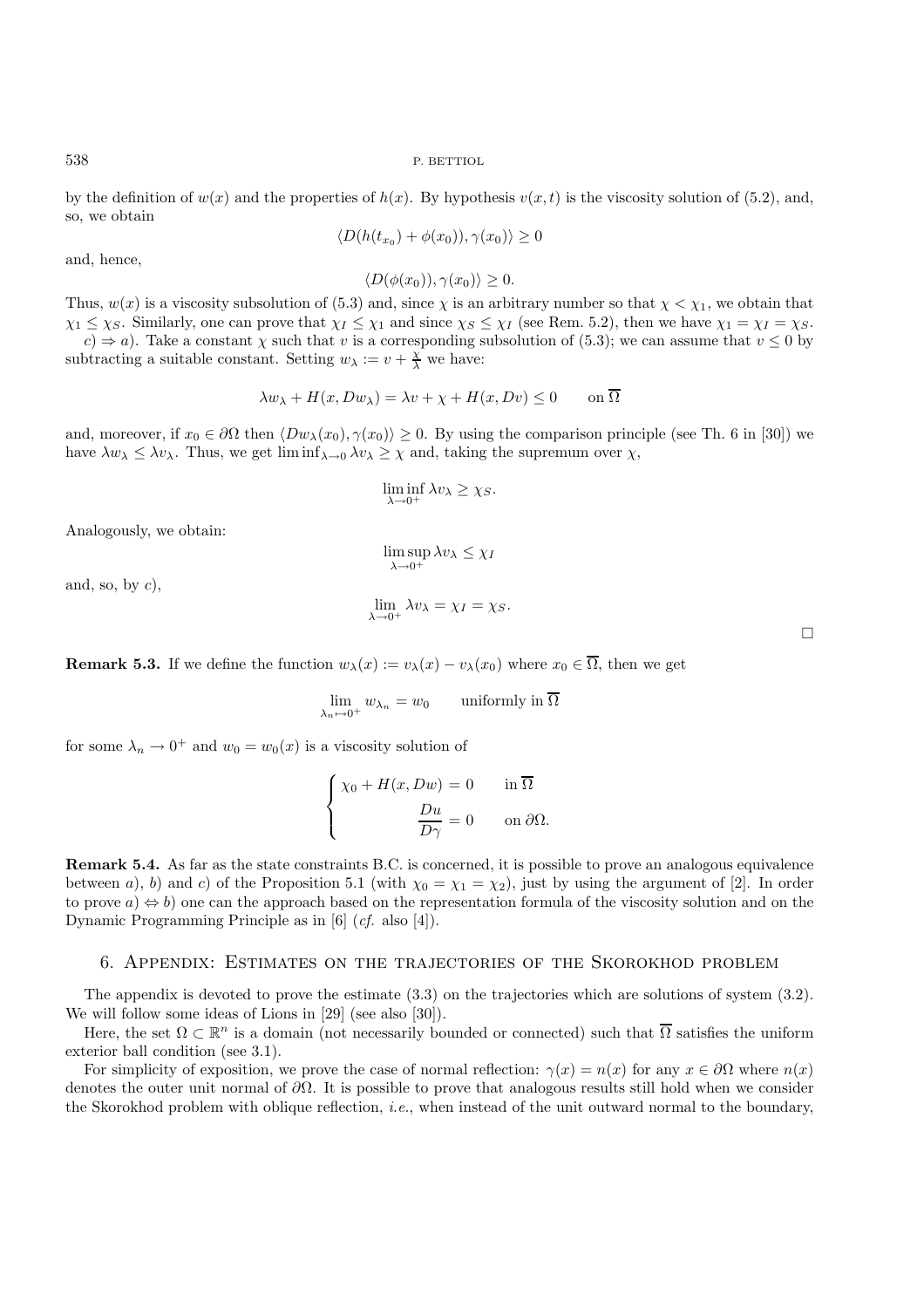by the definition of $w(x)$ and the properties of $h(x)$. By hypothesis $v(x,t)$ is the viscosity solution of (5.2), and, so, we obtain

$$\langle D(h(t_{x_0}) + \phi(x_0)), \gamma(x_0)\rangle \geq 0$$

and, hence,

$$\langle D(\phi(x_0)), \gamma(x_0)\rangle \geq 0.$$

Thus, $w(x)$ is a viscosity subsolution of (5.3) and, since $\chi$ is an arbitrary number so that $\chi < \chi_1$, we obtain that $\chi_1 \leq \chi_S$. Similarly, one can prove that $\chi_I \leq \chi_1$ and since $\chi_S \leq \chi_I$ (see Rem. 5.2), then we have $\chi_1 = \chi_I = \chi_S$.

*c*) $\Rightarrow$ *a*). Take a constant $\chi$ such that $v$ is a corresponding subsolution of (5.3); we can assume that $v \leq 0$ by subtracting a suitable constant. Setting $w_\lambda := v + \frac{\chi}{\lambda}$ we have:

$$\lambda w_\lambda + H(x, Dw_\lambda) = \lambda v + \chi + H(x, Dv) \leq 0 \qquad \text{on } \overline{\Omega}$$

and, moreover, if $x_0 \in \partial\Omega$ then $\langle Dw_\lambda(x_0), \gamma(x_0)\rangle \geq 0$. By using the comparison principle (see Th. 6 in [30]) we have $\lambda w_\lambda \leq \lambda v_\lambda$. Thus, we get $\liminf_{\lambda\to 0} \lambda v_\lambda \geq \chi$ and, taking the supremum over $\chi$,

$$\liminf_{\lambda\to 0^+} \lambda v_\lambda \geq \chi_S.$$

Analogously, we obtain:

$$\limsup_{\lambda\to 0^+} \lambda v_\lambda \leq \chi_I$$

and, so, by *c*),

$$\lim_{\lambda\to 0^+} \lambda v_\lambda = \chi_I = \chi_S.$$

□

**Remark 5.3.** If we define the function $w_\lambda(x) := v_\lambda(x) - v_\lambda(x_0)$ where $x_0 \in \overline{\Omega}$, then we get

$$\lim_{\lambda_n \mapsto 0^+} w_{\lambda_n} = w_0 \qquad \text{uniformly in } \overline{\Omega}$$

for some $\lambda_n \to 0^+$ and $w_0 = w_0(x)$ is a viscosity solution of

$$\begin{cases} \chi_0 + H(x, Dw) = 0 & \text{in } \overline{\Omega} \\ \dfrac{Du}{D\gamma} = 0 & \text{on } \partial\Omega. \end{cases}$$

**Remark 5.4.** As far as the state constraints B.C. is concerned, it is possible to prove an analogous equivalence between *a*), *b*) and *c*) of the Proposition 5.1 (with $\chi_0 = \chi_1 = \chi_2$), just by using the argument of [2]. In order to prove *a*) $\Leftrightarrow$ *b*) one can the approach based on the representation formula of the viscosity solution and on the Dynamic Programming Principle as in [6] (*cf.* also [4]).

## 6. Appendix: Estimates on the trajectories of the Skorokhod problem

The appendix is devoted to prove the estimate (3.3) on the trajectories which are solutions of system (3.2). We will follow some ideas of Lions in [29] (see also [30]).

Here, the set $\Omega \subset \mathbb{R}^n$ is a domain (not necessarily bounded or connected) such that $\overline{\Omega}$ satisfies the uniform exterior ball condition (see 3.1).

For simplicity of exposition, we prove the case of normal reflection: $\gamma(x) = n(x)$ for any $x \in \partial\Omega$ where $n(x)$ denotes the outer unit normal of $\partial\Omega$. It is possible to prove that analogous results still hold when we consider the Skorokhod problem with oblique reflection, *i.e.*, when instead of the unit outward normal to the boundary,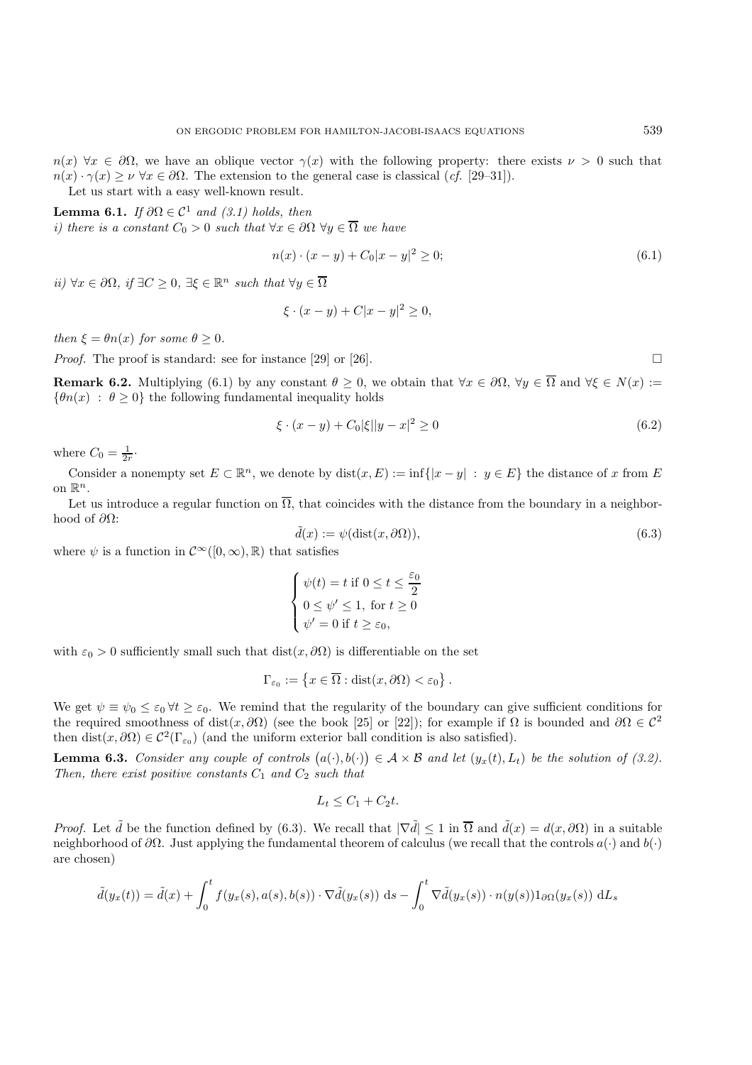$n(x)$ $\forall x \in \partial\Omega$, we have an oblique vector $\gamma(x)$ with the following property: there exists $\nu > 0$ such that $n(x) \cdot \gamma(x) \geq \nu$ $\forall x \in \partial\Omega$. The extension to the general case is classical (*cf.* [29–31]).

Let us start with a easy well-known result.

**Lemma 6.1.** *If $\partial\Omega \in \mathcal{C}^1$ and (3.1) holds, then*
*i) there is a constant $C_0 > 0$ such that $\forall x \in \partial\Omega$ $\forall y \in \overline{\Omega}$ we have*

$$n(x) \cdot (x - y) + C_0|x - y|^2 \geq 0; \tag{6.1}$$

*ii) $\forall x \in \partial\Omega$, if $\exists C \geq 0$, $\exists \xi \in \mathbb{R}^n$ such that $\forall y \in \overline{\Omega}$*

$$\xi \cdot (x - y) + C|x - y|^2 \geq 0,$$

*then $\xi = \theta n(x)$ for some $\theta \geq 0$.*

*Proof.* The proof is standard: see for instance [29] or [26]. $\square$

**Remark 6.2.** Multiplying (6.1) by any constant $\theta \geq 0$, we obtain that $\forall x \in \partial\Omega$, $\forall y \in \overline{\Omega}$ and $\forall \xi \in N(x) := \{\theta n(x) \,:\, \theta \geq 0\}$ the following fundamental inequality holds

$$\xi \cdot (x - y) + C_0|\xi||y - x|^2 \geq 0 \tag{6.2}$$

where $C_0 = \frac{1}{2r}\cdot$

Consider a nonempty set $E \subset \mathbb{R}^n$, we denote by $\mathrm{dist}(x, E) := \inf\{|x - y| \,:\, y \in E\}$ the distance of $x$ from $E$ on $\mathbb{R}^n$.

Let us introduce a regular function on $\overline{\Omega}$, that coincides with the distance from the boundary in a neighborhood of $\partial\Omega$:

$$\tilde{d}(x) := \psi(\mathrm{dist}(x, \partial\Omega)), \tag{6.3}$$

where $\psi$ is a function in $\mathcal{C}^\infty([0, \infty), \mathbb{R})$ that satisfies

$$\begin{cases} \psi(t) = t \text{ if } 0 \leq t \leq \dfrac{\varepsilon_0}{2} \\ 0 \leq \psi' \leq 1, \text{ for } t \geq 0 \\ \psi' = 0 \text{ if } t \geq \varepsilon_0, \end{cases}$$

with $\varepsilon_0 > 0$ sufficiently small such that $\mathrm{dist}(x, \partial\Omega)$ is differentiable on the set

$$\Gamma_{\varepsilon_0} := \left\{x \in \overline{\Omega} : \mathrm{dist}(x, \partial\Omega) < \varepsilon_0\right\}.$$

We get $\psi \equiv \psi_0 \leq \varepsilon_0 \, \forall t \geq \varepsilon_0$. We remind that the regularity of the boundary can give sufficient conditions for the required smoothness of $\mathrm{dist}(x, \partial\Omega)$ (see the book [25] or [22]); for example if $\Omega$ is bounded and $\partial\Omega \in \mathcal{C}^2$ then $\mathrm{dist}(x, \partial\Omega) \in \mathcal{C}^2(\Gamma_{\varepsilon_0})$ (and the uniform exterior ball condition is also satisfied).

**Lemma 6.3.** *Consider any couple of controls $\big(a(\cdot), b(\cdot)\big) \in \mathcal{A} \times \mathcal{B}$ and let $(y_x(t), L_t)$ be the solution of (3.2). Then, there exist positive constants $C_1$ and $C_2$ such that*

$$L_t \leq C_1 + C_2 t.$$

*Proof.* Let $\tilde{d}$ be the function defined by (6.3). We recall that $|\nabla\tilde{d}| \leq 1$ in $\overline{\Omega}$ and $\tilde{d}(x) = d(x, \partial\Omega)$ in a suitable neighborhood of $\partial\Omega$. Just applying the fundamental theorem of calculus (we recall that the controls $a(\cdot)$ and $b(\cdot)$ are chosen)

$$\tilde{d}(y_x(t)) = \tilde{d}(x) + \int_0^t f(y_x(s), a(s), b(s)) \cdot \nabla\tilde{d}(y_x(s)) \; \mathrm{d}s - \int_0^t \nabla\tilde{d}(y_x(s)) \cdot n(y(s)) 1_{\partial\Omega}(y_x(s)) \; \mathrm{d}L_s$$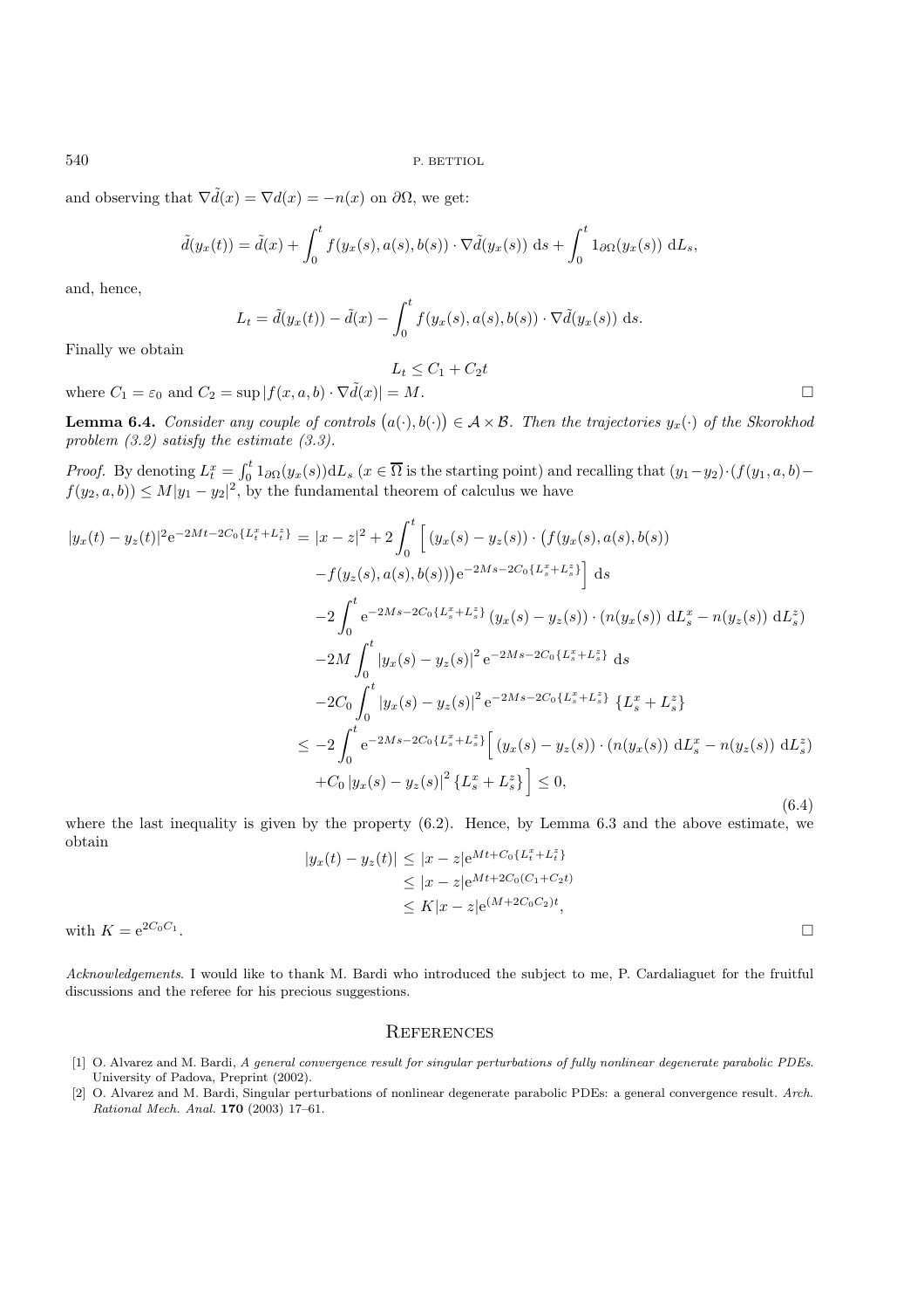and observing that $\nabla\tilde{d}(x) = \nabla d(x) = -n(x)$ on $\partial\Omega$, we get:

$$\tilde{d}(y_x(t)) = \tilde{d}(x) + \int_0^t f(y_x(s), a(s), b(s)) \cdot \nabla\tilde{d}(y_x(s))\ \mathrm{d}s + \int_0^t 1_{\partial\Omega}(y_x(s))\ \mathrm{d}L_s,$$

and, hence,

$$L_t = \tilde{d}(y_x(t)) - \tilde{d}(x) - \int_0^t f(y_x(s), a(s), b(s)) \cdot \nabla\tilde{d}(y_x(s))\ \mathrm{d}s.$$

Finally we obtain

$$L_t \leq C_1 + C_2 t$$

where $C_1 = \varepsilon_0$ and $C_2 = \sup|f(x,a,b) \cdot \nabla\tilde{d}(x)| = M$. $\square$

**Lemma 6.4.** *Consider any couple of controls $\big(a(\cdot), b(\cdot)\big) \in \mathcal{A} \times \mathcal{B}$. Then the trajectories $y_x(\cdot)$ of the Skorokhod problem (3.2) satisfy the estimate (3.3).*

*Proof.* By denoting $L_t^x = \int_0^t 1_{\partial\Omega}(y_x(s))\mathrm{d}L_s$ ($x \in \overline{\Omega}$ is the starting point) and recalling that $(y_1 - y_2)\cdot(f(y_1,a,b) - f(y_2,a,b)) \leq M|y_1 - y_2|^2$, by the fundamental theorem of calculus we have

$$\begin{aligned}
|y_x(t) - y_z(t)|^2 \mathrm{e}^{-2Mt - 2C_0\{L_t^x + L_t^z\}} &= |x-z|^2 + 2\int_0^t \Big[ (y_x(s) - y_z(s)) \cdot \big(f(y_x(s), a(s), b(s)) \\
&\quad - f(y_z(s), a(s), b(s))\big) \mathrm{e}^{-2Ms - 2C_0\{L_s^x + L_s^z\}} \Big]\ \mathrm{d}s \\
&\quad - 2\int_0^t \mathrm{e}^{-2Ms - 2C_0\{L_s^x + L_s^z\}} \left(y_x(s) - y_z(s)\right) \cdot \left(n(y_x(s))\ \mathrm{d}L_s^x - n(y_z(s))\ \mathrm{d}L_s^z\right) \\
&\quad - 2M\int_0^t |y_x(s) - y_z(s)|^2 \mathrm{e}^{-2Ms - 2C_0\{L_s^x + L_s^z\}}\ \mathrm{d}s \\
&\quad - 2C_0 \int_0^t |y_x(s) - y_z(s)|^2 \mathrm{e}^{-2Ms - 2C_0\{L_s^x + L_s^z\}}\ \{L_s^x + L_s^z\} \\
&\leq -2\int_0^t \mathrm{e}^{-2Ms - 2C_0\{L_s^x + L_s^z\}} \Big[ \left(y_x(s) - y_z(s)\right) \cdot \left(n(y_x(s))\ \mathrm{d}L_s^x - n(y_z(s))\ \mathrm{d}L_s^z\right) \\
&\quad + C_0 \left|y_x(s) - y_z(s)\right|^2 \{L_s^x + L_s^z\} \Big] \leq 0,
\end{aligned} \tag{6.4}$$

where the last inequality is given by the property (6.2). Hence, by Lemma 6.3 and the above estimate, we obtain

$$\begin{aligned}
|y_x(t) - y_z(t)| &\leq |x - z| \mathrm{e}^{Mt + C_0\{L_t^x + L_t^z\}} \\
&\leq |x - z| \mathrm{e}^{Mt + 2C_0(C_1 + C_2 t)} \\
&\leq K|x - z| \mathrm{e}^{(M + 2C_0C_2)t},
\end{aligned}$$

with $K = \mathrm{e}^{2C_0C_1}$. $\square$

*Acknowledgements*. I would like to thank M. Bardi who introduced the subject to me, P. Cardaliaguet for the fruitful discussions and the referee for his precious suggestions.

## References

[1] O. Alvarez and M. Bardi, *A general convergence result for singular perturbations of fully nonlinear degenerate parabolic PDEs*. University of Padova, Preprint (2002).

[2] O. Alvarez and M. Bardi, Singular perturbations of nonlinear degenerate parabolic PDEs: a general convergence result. *Arch. Rational Mech. Anal.* **170** (2003) 17–61.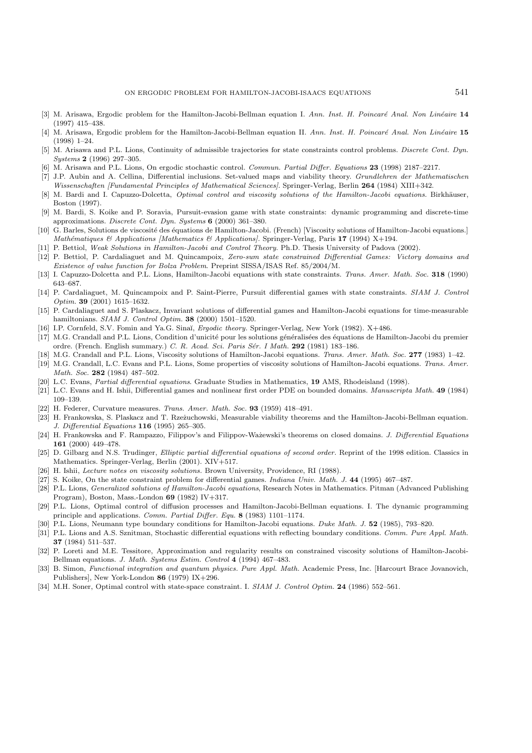[3] M. Arisawa, Ergodic problem for the Hamilton-Jacobi-Bellman equation I. *Ann. Inst. H. Poincaré Anal. Non Linéaire* **14** (1997) 415–438.

[4] M. Arisawa, Ergodic problem for the Hamilton-Jacobi-Bellman equation II. *Ann. Inst. H. Poincaré Anal. Non Linéaire* **15** (1998) 1–24.

[5] M. Arisawa and P.L. Lions, Continuity of admissible trajectories for state constraints control problems. *Discrete Cont. Dyn. Systems* **2** (1996) 297–305.

[6] M. Arisawa and P.L. Lions, On ergodic stochastic control. *Commun. Partial Differ. Equations* **23** (1998) 2187–2217.

[7] J.P. Aubin and A. Cellina, Differential inclusions. Set-valued maps and viability theory. *Grundlehren der Mathematischen Wissenschaften [Fundamental Principles of Mathematical Sciences]*. Springer-Verlag, Berlin **264** (1984) XIII+342.

[8] M. Bardi and I. Capuzzo-Dolcetta, *Optimal control and viscosity solutions of the Hamilton-Jacobi equations*. Birkhäuser, Boston (1997).

[9] M. Bardi, S. Koike and P. Soravia, Pursuit-evasion game with state constraints: dynamic programming and discrete-time approximations. *Discrete Cont. Dyn. Systems* **6** (2000) 361–380.

[10] G. Barles, Solutions de viscosité des équations de Hamilton-Jacobi. (French) [Viscosity solutions of Hamilton-Jacobi equations.] *Mathématiques & Applications [Mathematics & Applications]*. Springer-Verlag, Paris **17** (1994) X+194.

[11] P. Bettiol, *Weak Solutions in Hamilton-Jacobi and Control Theory*. Ph.D. Thesis University of Padova (2002).

[12] P. Bettiol, P. Cardaliaguet and M. Quincampoix, *Zero-sum state constrained Differential Games: Victory domains and Existence of value function for Bolza Problem*. Preprint SISSA/ISAS Ref. 85/2004/M.

[13] I. Capuzzo-Dolcetta and P.L. Lions, Hamilton-Jacobi equations with state constraints. *Trans. Amer. Math. Soc.* **318** (1990) 643–687.

[14] P. Cardaliaguet, M. Quincampoix and P. Saint-Pierre, Pursuit differential games with state constraints. *SIAM J. Control Optim.* **39** (2001) 1615–1632.

[15] P. Cardaliaguet and S. Plaskacz, Invariant solutions of differential games and Hamilton-Jacobi equations for time-measurable hamiltonians. *SIAM J. Control Optim.* **38** (2000) 1501–1520.

[16] I.P. Cornfeld, S.V. Fomin and Ya.G. Sinaĭ, *Ergodic theory*. Springer-Verlag, New York (1982). X+486.

[17] M.G. Crandall and P.L. Lions, Condition d'unicité pour les solutions généralisées des équations de Hamilton-Jacobi du premier ordre. (French. English summary.) *C. R. Acad. Sci. Paris Sér. I Math.* **292** (1981) 183–186.

[18] M.G. Crandall and P.L. Lions, Viscosity solutions of Hamilton-Jacobi equations. *Trans. Amer. Math. Soc.* **277** (1983) 1–42.

[19] M.G. Crandall, L.C. Evans and P.L. Lions, Some properties of viscosity solutions of Hamilton-Jacobi equations. *Trans. Amer. Math. Soc.* **282** (1984) 487–502.

[20] L.C. Evans, *Partial differential equations*. Graduate Studies in Mathematics, **19** AMS, Rhodeisland (1998).

[21] L.C. Evans and H. Ishii, Differential games and nonlinear first order PDE on bounded domains. *Manuscripta Math.* **49** (1984) 109–139.

[22] H. Federer, Curvature measures. *Trans. Amer. Math. Soc.* **93** (1959) 418–491.

[23] H. Frankowska, S. Plaskacz and T. Rzeżuchowski, Measurable viability theorems and the Hamilton-Jacobi-Bellman equation. *J. Differential Equations* **116** (1995) 265–305.

[24] H. Frankowska and F. Rampazzo, Filippov's and Filippov-Ważewski's theorems on closed domains. *J. Differential Equations* **161** (2000) 449–478.

[25] D. Gilbarg and N.S. Trudinger, *Elliptic partial differential equations of second order*. Reprint of the 1998 edition. Classics in Mathematics. Springer-Verlag, Berlin (2001). XIV+517.

[26] H. Ishii, *Lecture notes on viscosity solutions*. Brown University, Providence, RI (1988).

[27] S. Koike, On the state constraint problem for differential games. *Indiana Univ. Math. J.* **44** (1995) 467–487.

[28] P.L. Lions, *Generalized solutions of Hamilton-Jacobi equations*, Research Notes in Mathematics. Pitman (Advanced Publishing Program), Boston, Mass.-London **69** (1982) IV+317.

[29] P.L. Lions, Optimal control of diffusion processes and Hamilton-Jacobi-Bellman equations. I. The dynamic programming principle and applications. *Comm. Partial Differ. Equ.* **8** (1983) 1101–1174.

[30] P.L. Lions, Neumann type boundary conditions for Hamilton-Jacobi equations. *Duke Math. J.* **52** (1985), 793–820.

[31] P.L. Lions and A.S. Sznitman, Stochastic differential equations with reflecting boundary conditions. *Comm. Pure Appl. Math.* **37** (1984) 511–537.

[32] P. Loreti and M.E. Tessitore, Approximation and regularity results on constrained viscosity solutions of Hamilton-Jacobi-Bellman equations. *J. Math. Systems Estim. Control* **4** (1994) 467–483.

[33] B. Simon, *Functional integration and quantum physics. Pure Appl. Math.* Academic Press, Inc. [Harcourt Brace Jovanovich, Publishers], New York-London **86** (1979) IX+296.

[34] M.H. Soner, Optimal control with state-space constraint. I. *SIAM J. Control Optim.* **24** (1986) 552–561.